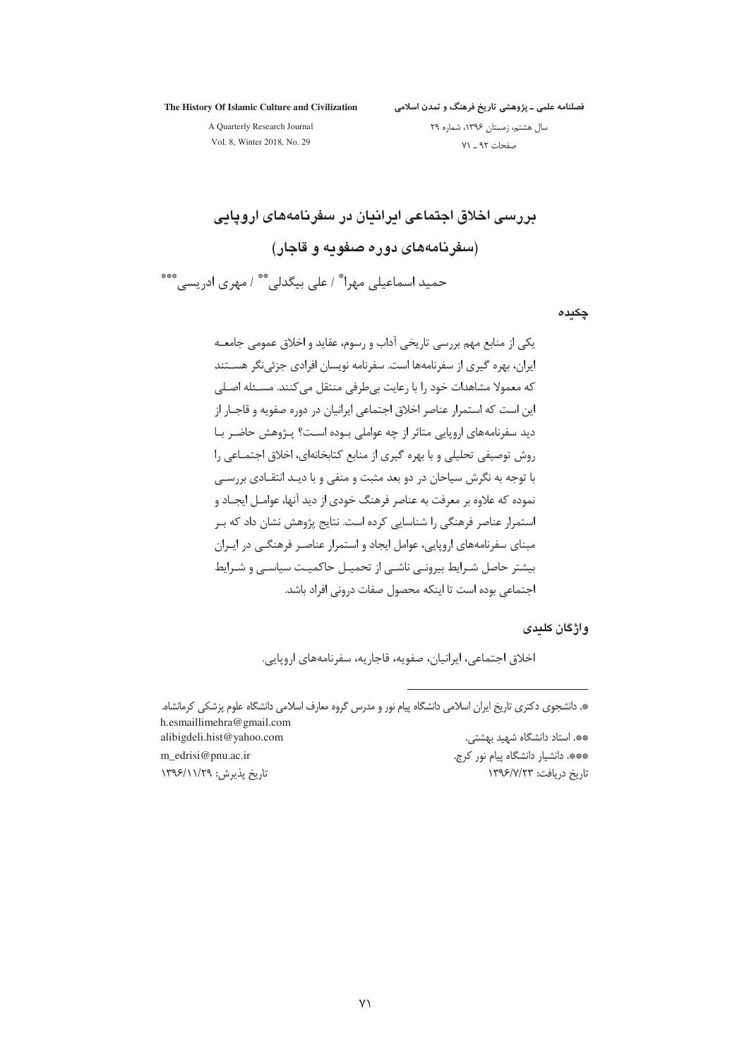# بررسی اخلاق اجتماعی ایرانیان در سفرنامه‌های اروپایی

## (سفرنامه‌های دوره صفویه و قاجار)

حمید اسماعیلی مهرا* / علی بیگدلی** / مهری ادریسی***

### چکیده

یکی از منابع مهم بررسی تاریخی آداب و رسوم، عقاید و اخلاق عمومی جامعه ایران، بهره گیری از سفرنامه‌ها است. سفرنامه نویسان افرادی جزئی‌نگر هستند که معمولا مشاهدات خود را با رعایت بی‌طرفی منتقل می‌کنند. مسئله اصلی این است که استمرار عناصر اخلاق اجتماعی ایرانیان در دوره صفویه و قاجار از دید سفرنامه‌های اروپایی متاثر از چه عواملی بوده است؟ پژوهش حاضر با روش توصیفی تحلیلی و با بهره گیری از منابع کتابخانه‌ای، اخلاق اجتماعی را با توجه به نگرش سیاحان در دو بعد مثبت و منفی و با دید انتقادی بررسی نموده که علاوه بر معرفت به عناصر فرهنگ خودی از دید آنها، عوامل ایجاد و استمرار عناصر فرهنگی را شناسایی کرده است. نتایج پژوهش نشان داد که بر مبنای سفرنامه‌های اروپایی، عوامل ایجاد و استمرار عناصر فرهنگی در ایران بیشتر حاصل شرایط بیرونی ناشی از تحمیل حاکمیت سیاسی و شرایط اجتماعی بوده است تا اینکه محصول صفات درونی افراد باشد.

### واژگان کلیدی

اخلاق اجتماعی، ایرانیان، صفویه، قاجاریه، سفرنامه‌های اروپایی.

---

*. دانشجوی دکتری تاریخ ایران اسلامی دانشگاه پیام نور و مدرس گروه معارف اسلامی دانشگاه علوم پزشکی کرمانشاه.
h.esmaillimehra@gmail.com

**. استاد دانشگاه شهید بهشتی.
alibigdeli.hist@yahoo.com

***. دانشیار دانشگاه پیام نور کرج.
m_edrisi@pnu.ac.ir

تاریخ دریافت: ۱۳۹۶/۷/۲۳ — تاریخ پذیرش: ۱۳۹۶/۱۱/۲۹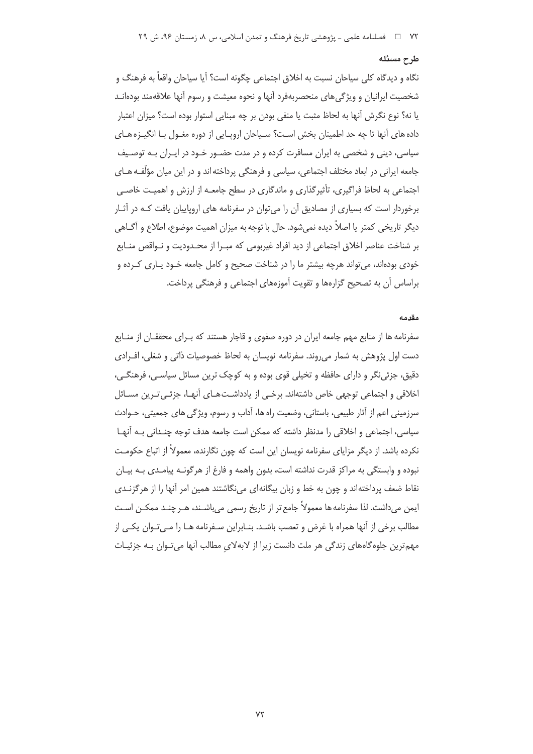### طرح مسئله

نگاه و دیدگاه کلی سیاحان نسبت به اخلاق اجتماعی چگونه است؟ آیا سیاحان واقعاً به فرهنگ و شخصیت ایرانیان و ویژگی‌های منحصربه‌فرد آنها و نحوه معیشت و رسوم آنها علاقه‌مند بوده‌اند یا نه؟ نوع نگرش آنها به لحاظ مثبت یا منفی بودن بر چه مبنایی استوار بوده است؟ میزان اعتبار داده های آنها تا چه حد اطمینان بخش است؟ سیاحان اروپایی از دوره مغول با انگیزه های سیاسی، دینی و شخصی به ایران مسافرت کرده و در مدت حضور خود در ایران به توصیف جامعه ایرانی در ابعاد مختلف اجتماعی، سیاسی و فرهنگی پرداخته‌اند و در این میان مؤلّفه های اجتماعی به لحاظ فراگیری، تأثیرگذاری و ماندگاری در سطح جامعه از ارزش و اهمیت خاصی برخوردار است که بسیاری از مصادیق آن را می‌توان در سفرنامه های اروپاییان یافت که در آثار دیگر تاریخی کمتر یا اصلاً دیده نمی‌شود. حال با توجه به میزان اهمیت موضوع، اطلاع و آگاهی بر شناخت عناصر اخلاق اجتماعی از دید افراد غیربومی که مبرا از محدودیت و نواقص منابع خودی بوده‌اند، می‌تواند هرچه بیشتر ما را در شناخت صحیح و کامل جامعه خود یاری کرده و براساس آن به تصحیح گزاره‌ها و تقویت آموزه‌های اجتماعی و فرهنگی پرداخت.

### مقدمه

سفرنامه ها از منابع مهم جامعه ایران در دوره صفوی و قاجار هستند که برای محققان از منابع دست اول پژوهش به شمار می‌روند. سفرنامه نویسان به لحاظ خصوصیات ذاتی و شغلی، افرادی دقیق، جزئی‌نگر و دارای حافظه و تخیلی قوی بوده و به کوچک ترین مسائل سیاسی، فرهنگی، اخلاقی و اجتماعی توجهی خاص داشته‌اند. برخی از یادداشت‌های آنها، جزئی‌ترین مسائل سرزمینی اعم از آثار طبیعی، باستانی، وضعیت راه ها، آداب و رسوم، ویژگی های جمعیتی، حوادث سیاسی، اجتماعی و اخلاقی را مدنظر داشته که ممکن است جامعه هدف توجه چندانی به آنها نکرده باشد. از دیگر مزایای سفرنامه نویسان این است که چون نگارنده، معمولاً از اتباع حکومت نبوده و وابستگی به مراکز قدرت نداشته است، بدون واهمه و فارغ از هرگونه پیامدی به بیان نقاط ضعف پرداخته‌اند و چون به خط و زبان بیگانه‌ای می‌نگاشتند همین امر آنها را از هرگزندی ایمن می‌داشت. لذا سفرنامه ها معمولاً جامع‌تر از تاریخ رسمی می‌باشند، هر چند ممکن است مطالب برخی از آنها همراه با غرض و تعصب باشد. بنابراین سفرنامه ها را می‌توان یکی از مهم‌ترین جلوه‌گاه‌های زندگی هر ملت دانست زیرا از لابه‌لای مطالب آنها می‌توان به جزئیات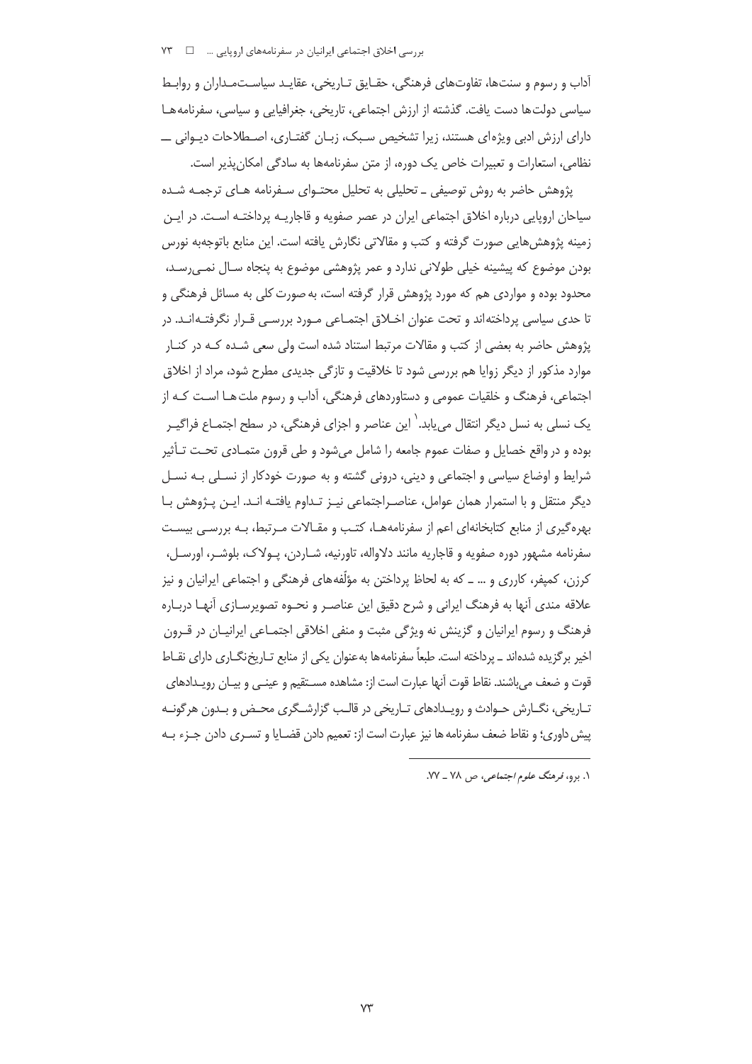آداب و رسوم و سنت‌ها، تفاوت‌های فرهنگی، حقایق تاریخی، عقاید سیاستمداران و روابط سیاسی دولت‌ها دست یافت. گذشته از ارزش اجتماعی، تاریخی، جغرافیایی و سیاسی، سفرنامه‌ها دارای ارزش ادبی ویژه‌ای هستند، زیرا تشخیص سبک، زبان گفتاری، اصطلاحات دیوانی ــ نظامی، استعارات و تعبیرات خاص یک دوره، از متن سفرنامه‌ها به سادگی امکان‌پذیر است.

پژوهش حاضر به روش توصیفی ـ تحلیلی به تحلیل محتوای سفرنامه های ترجمه شده سیاحان اروپایی درباره اخلاق اجتماعی ایران در عصر صفویه و قاجاریه پرداخته است. در این زمینه پژوهش‌هایی صورت گرفته و کتب و مقالاتی نگارش یافته است. این منابع باتوجه‌به نورس بودن موضوع که پیشینه خیلی طولانی ندارد و عمر پژوهشی موضوع به پنجاه سال نمی‌رسد، محدود بوده و مواردی هم که مورد پژوهش قرار گرفته است، به صورت کلی به مسائل فرهنگی و تا حدی سیاسی پرداخته‌اند و تحت عنوان اخلاق اجتماعی مورد بررسی قرار نگرفته‌اند. در پژوهش حاضر به بعضی از کتب و مقالات مرتبط استناد شده است ولی سعی شده که در کنار موارد مذکور از دیگر زوایا هم بررسی شود تا خلاقیت و تازگی جدیدی مطرح شود، مراد از اخلاق اجتماعی، فرهنگ و خلقیات عمومی و دستاوردهای فرهنگی، آداب و رسوم ملت‌ها است که از یک نسلی به نسل دیگر انتقال می‌یابد.[1] این عناصر و اجزای فرهنگی، در سطح اجتماع فراگیر بوده و در واقع خصایل و صفات عموم جامعه را شامل می‌شود و طی قرون متمادی تحت تأثیر شرایط و اوضاع سیاسی و اجتماعی و دینی، درونی گشته و به صورت خودکار از نسلی به نسل دیگر منتقل و با استمرار همان عوامل، عناصراجتماعی نیز تداوم یافته اند. این پژوهش با بهره‌گیری از منابع کتابخانه‌ای اعم از سفرنامه‌ها، کتب و مقالات مرتبط، به بررسی بیست سفرنامه مشهور دوره صفویه و قاجاریه مانند دلاواله، تاورنیه، شاردن، پولاک، بلوشر، اورسل، کرزن، کمپفر، کارری و ... ـ که به لحاظ پرداختن به مؤلّفه‌های فرهنگی و اجتماعی ایرانیان و نیز علاقه مندی آنها به فرهنگ ایرانی و شرح دقیق این عناصر و نحوه تصویرسازی آنها درباره فرهنگ و رسوم ایرانیان و گزینش نه ویژگی مثبت و منفی اخلاقی اجتماعی ایرانیان در قرون اخیر برگزیده شده‌اند ـ پرداخته است. طبعاً سفرنامه‌ها به‌عنوان یکی از منابع تاریخ‌نگاری دارای نقاط قوت و ضعف می‌باشند. نقاط قوت آنها عبارت است از: مشاهده مستقیم و عینی و بیان رویدادهای تاریخی، نگارش حوادث و رویدادهای تاریخی در قالب گزارشگری محض و بدون هرگونه پیش داوری؛ و نقاط ضعف سفرنامه ها نیز عبارت است از: تعمیم دادن قضایا و تسری دادن جزء به

---

۱. برو، *فرهنگ علوم اجتماعی*، ص ۷۸ ـ ۷۷.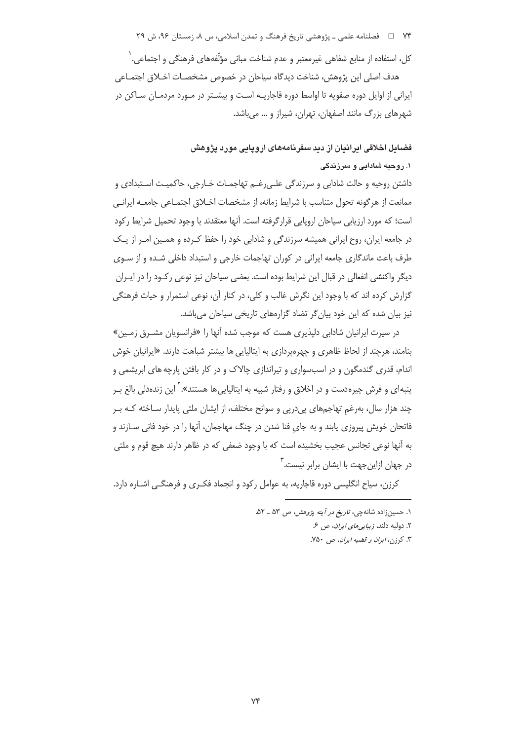کل، استفاده از منابع شفاهی غیرمعتبر و عدم شناخت مبانی مؤلّفه‌های فرهنگی و اجتماعی.[1]

هدف اصلی این پژوهش، شناخت دیدگاه سیاحان در خصوص مشخصات اخلاق اجتماعی ایرانی از اوایل دوره صفویه تا اواسط دوره قاجاریه است و بیشتر در مورد مردمان ساکن در شهرهای بزرگ مانند اصفهان، تهران، شیراز و ... می‌باشد.

## فضایل اخلاقی ایرانیان از دید سفرنامه‌های اروپایی مورد پژوهش

### ۱. روحیه شادابی و سرزندگی

داشتن روحیه و حالت شادابی و سرزندگی علی‌رغم تهاجمات خارجی، حاکمیت استبدادی و ممانعت از هرگونه تحول متناسب با شرایط زمانه، از مشخصات اخلاق اجتماعی جامعه ایرانی است؛ که مورد ارزیابی سیاحان اروپایی قرارگرفته است. آنها معتقدند با وجود تحمیل شرایط رکود در جامعه ایران، روح ایرانی همیشه سرزندگی و شادابی خود را حفظ کرده و همین امر از یک طرف باعث ماندگاری جامعه ایرانی در کوران تهاجمات خارجی و استبداد داخلی شده و از سوی دیگر واکنشی انفعالی در قبال این شرایط بوده است. بعضی سیاحان نیز نوعی رکود را در ایران گزارش کرده اند که با وجود این نگرش غالب و کلی، در کنار آن، نوعی استمرار و حیات فرهنگی نیز بیان شده که این خود بیان‌گر تضاد گزاره‌های تاریخی سیاحان می‌باشد.

در سیرت ایرانیان شادابی دلپذیری هست که موجب شده آنها را «فرانسویان مشرق زمین» بنامند، هرچند از لحاظ ظاهری و چهره‌پردازی به ایتالیایی ها بیشتر شباهت دارند. «ایرانیان خوش اندام، قدری گندمگون و در اسب‌سواری و تیراندازی چالاک و در کار بافتن پارچه های ابریشمی و پنبه‌ای و فرش چیره‌دست و در اخلاق و رفتار شبیه به ایتالیایی‌ها هستند».[2] این زنده‌دلی بالغ بر چند هزار سال، به‌رغمِ تهاجم‌های پی‌درپی و سوانح مختلف، از ایشان ملتی پایدار ساخته که بر فاتحان خویش پیروزی یابند و به جایِ فنا شدن در چنگ مهاجمان، آنها را در خود فانی سازند و به آنها نوعی تجانس عجیب بخشیده است که با وجود ضعفی که در ظاهر دارند هیچ قوم و ملتی در جهان ازاین‌جهت با ایشان برابر نیست.[3]

کرزن، سیاح انگلیسی دوره قاجاریه، به عوامل رکود و انجماد فکری و فرهنگی اشاره دارد.

---

۱. حسین‌زاده شانه‌چی، *تاریخ در آینه پژوهش*، ص ۵۳ ـ ۵۲.

۲. دولیه دلند، *زیبایی‌های ایران*، ص ۶.

۳. کرزن، *ایران و قضیه ایران*، ص ۷۵۰.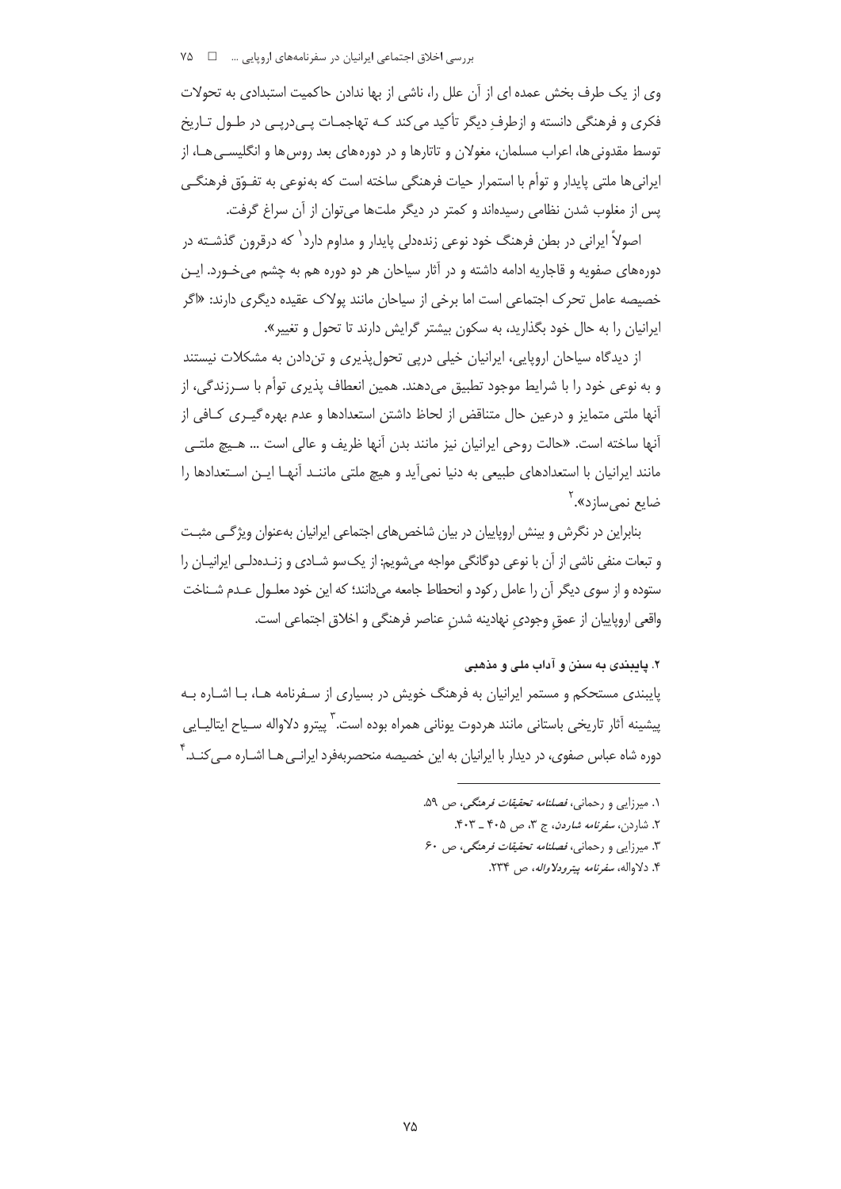وی از یک طرف بخش عمده ای از آن علل را، ناشی از بها ندادن حاکمیت استبدادی به تحولات فکری و فرهنگی دانسته و ازطرفِ دیگر تأکید می‌کند کـه تهاجمـات پـی‌درپـی در طـول تـاریخ توسط مقدونی‌ها، اعراب مسلمان، مغولان و تاتارها و در دوره‌های بعد روس‌ها و انگلیسـی‌هـا، از ایرانی‌ها ملتی پایدار و توأم با استمرار حیات فرهنگی ساخته است که به‌نوعی به تفـوّق فرهنگـی پس از مغلوب شدن نظامی رسیده‌اند و کمتر در دیگر ملت‌ها می‌توان از آن سراغ گرفت.

اصولاً ایرانی در بطن فرهنگ خود نوعی زنده‌دلی پایدار و مداوم دارد[1] که درقرون گذشـته در دوره‌های صفویه و قاجاریه ادامه داشته و در آثار سیاحان هر دو دوره هم به چشم می‌خـورد. ایـن خصیصه عامل تحرک اجتماعی است اما برخی از سیاحان مانند پولاک عقیده دیگری دارند: «اگر ایرانیان را به حال خود بگذارید، به سکون بیشتر گرایش دارند تا تحول و تغییر».

از دیدگاه سیاحان اروپایی، ایرانیان خیلی درپی تحول‌پذیری و تن‌دادن به مشکلات نیستند و به نوعی خود را با شرایط موجود تطبیق می‌دهند. همین انعطاف پذیری توأم با سـرزندگی، از آنها ملتی متمایز و درعین حال متناقض از لحاظ داشتن استعدادها و عدم بهره‌گیـری کـافی از آنها ساخته است. «حالت روحی ایرانیان نیز مانند بدن آنها ظریف و عالی است ... هـیچ ملتـی مانند ایرانیان با استعدادهای طبیعی به دنیا نمی‌آید و هیچ ملتیماننـد آنهـا ایـن اسـتعدادها را ضایع نمی‌سازد».[2]

بنابراین در نگرش و بینش اروپاییان در بیان شاخص‌های اجتماعی ایرانیان به‌عنوان ویژگـی مثبـت و تبعات منفی ناشی از آن با نوعی دوگانگی مواجه می‌شویم: از یک‌سو شـادی و زنـده‌دلـی ایرانیـان را ستوده و از سوی دیگر آن را عامل رکود و انحطاط جامعه می‌دانند؛ که این خود معلـول عـدم شـناخت واقعی اروپاییان از عمقِ وجودیِ نهادینه شدنِ عناصر فرهنگی و اخلاق اجتماعی است.

**۲. پایبندی به سنن و آداب ملی و مذهبی**

پایبندی مستحکم و مستمر ایرانیان به فرهنگ خویش در بسیاری از سـفرنامه هـا، بـا اشـاره بـه پیشینه آثار تاریخی باستانی مانند هردوت یونانی همراه بوده است.[3] پیترو دلاواله سـیاح ایتالیـایی دوره شاه عباس صفوی، در دیدار با ایرانیان به این خصیصه منحصربه‌فرد ایرانـی‌هـا اشـاره مـی‌کنـد.[4]

---

۱. میرزایی و رحمانی، *فصلنامه تحقیقات فرهنگی*، ص ۵۹.

۲. شاردن، *سفرنامه شاردن*، ج ۳، ص ۴۰۵ ـ ۴۰۳.

۳. میرزایی و رحمانی، *فصلنامه تحقیقات فرهنگی*، ص ۶۰

۴. دلاواله، *سفرنامه پیترودلاواله*، ص ۲۳۴.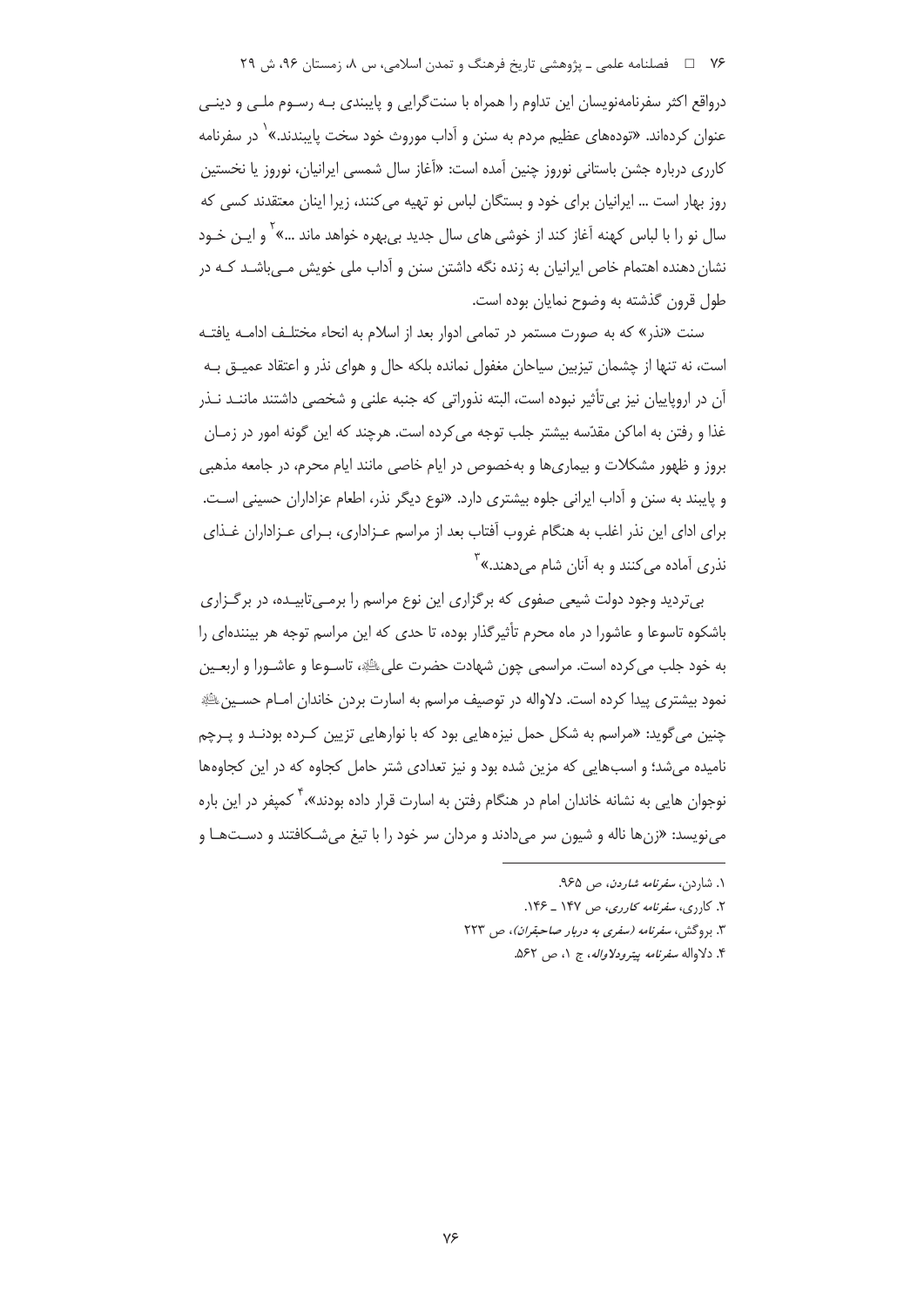درواقع اکثر سفرنامه‌نویسان این تداوم را همراه با سنت‌گرایی و پایبندی بـه رسـوم ملـی و دینـی عنوان کرده‌اند. «توده‌های عظیم مردم به سنن و آداب موروث خود سخت پایبندند.»[1] در سفرنامه کاری درباره جشن باستانی نوروز چنین آمده است: «آغاز سال شمسی ایرانیان، نوروز یا نخستین روز بهار است ... ایرانیان برای خود و بستگان لباس نو تهیه می‌کنند، زیرا اینان معتقدند کسی که سال نو را با لباس کهنه آغاز کند از خوشی های سال جدید بی‌بهره خواهد ماند ...»[2] و ایـن خـود نشان دهنده اهتمام خاص ایرانیان به زنده نگه داشتن سنن و آداب ملی خویش مـی‌باشـد کـه در طول قرون گذشته به وضوح نمایان بوده است.

سنت «نذر» که به صورت مستمر در تمامی ادوار بعد از اسلام به انحاء مختلـف ادامـه یافتـه است، نه تنها از چشمان تیزبین سیاحان مغفول نمانده بلکه حال و هوای نذر و اعتقاد عمیـق بـه آن در اروپاییان نیز بی‌تأثیر نبوده است، البته نذوراتی که جنبه علنی و شخصی داشتند ماننـد نـذر غذا و رفتن به اماکن مقدّسه بیشتر جلب توجه می‌کرده است. هرچند که این گونه امور در زمـان بروز و ظهور مشکلات و بیماری‌ها و به‌خصوص در ایام خاصی مانند ایام محرم، در جامعه مذهبی و پایبند به سنن و آداب ایرانی جلوه بیشتری دارد. «نوع دیگر نذر، اطعام عزاداران حسینی اسـت. برای ادای این نذر اغلب به هنگام غروب آفتاب بعد از مراسم عـزاداری، بـرای عـزاداران غـذای نذری آماده می‌کنند و به آنان شام می‌دهند.»[3]

بی‌تردید وجود دولت شیعی صفوی که برگزاری این نوع مراسم را برمـی‌تابیـده، در برگـزاری باشکوه تاسوعا و عاشورا در ماه محرم تأثیرگذار بوده، تا حدی که این مراسم توجه هر بیننده‌ای را به خود جلب می‌کرده است. مراسمی چون شهادت حضرت علی‌ؑ، تاسـوعا و عاشـورا و اربعـین نمود بیشتری پیدا کرده است. دلاواله در توصیف مراسم به اسارت بردن خاندان امـام حسـینؑ چنین می‌گوید: «مراسم به شکل حمل نیزه‌هایی بود که با نوارهایی تزیین کـرده بودنـد و پـرچم نامیده می‌شد؛ و اسب‌هایی که مزین شده بود و نیز تعدادی شتر حامل کجاوه که در این کجاوه‌ها نوجوان هایی به نشانه خاندان امام در هنگام رفتن به اسارت قرار داده بودند»،[4] کمپفر در این باره می‌نویسد: «زن‌ها ناله و شیون سر می‌دادند و مردان سر خود را با تیغ می‌شـکافتند و دسـت‌هـا و

---

1. شاردن، *سفرنامه شاردن*، ص ۹۶۵.
2. کاری، *سفرنامه کاری*، ص ۱۴۷ ـ ۱۴۶.
3. بروگش، *سفرنامه (سفری به دربار صاحبقران)*، ص ۲۲۳
4. دلاواله *سفرنامه پیترودلاواله*، ج ۱، ص ۵۶۲.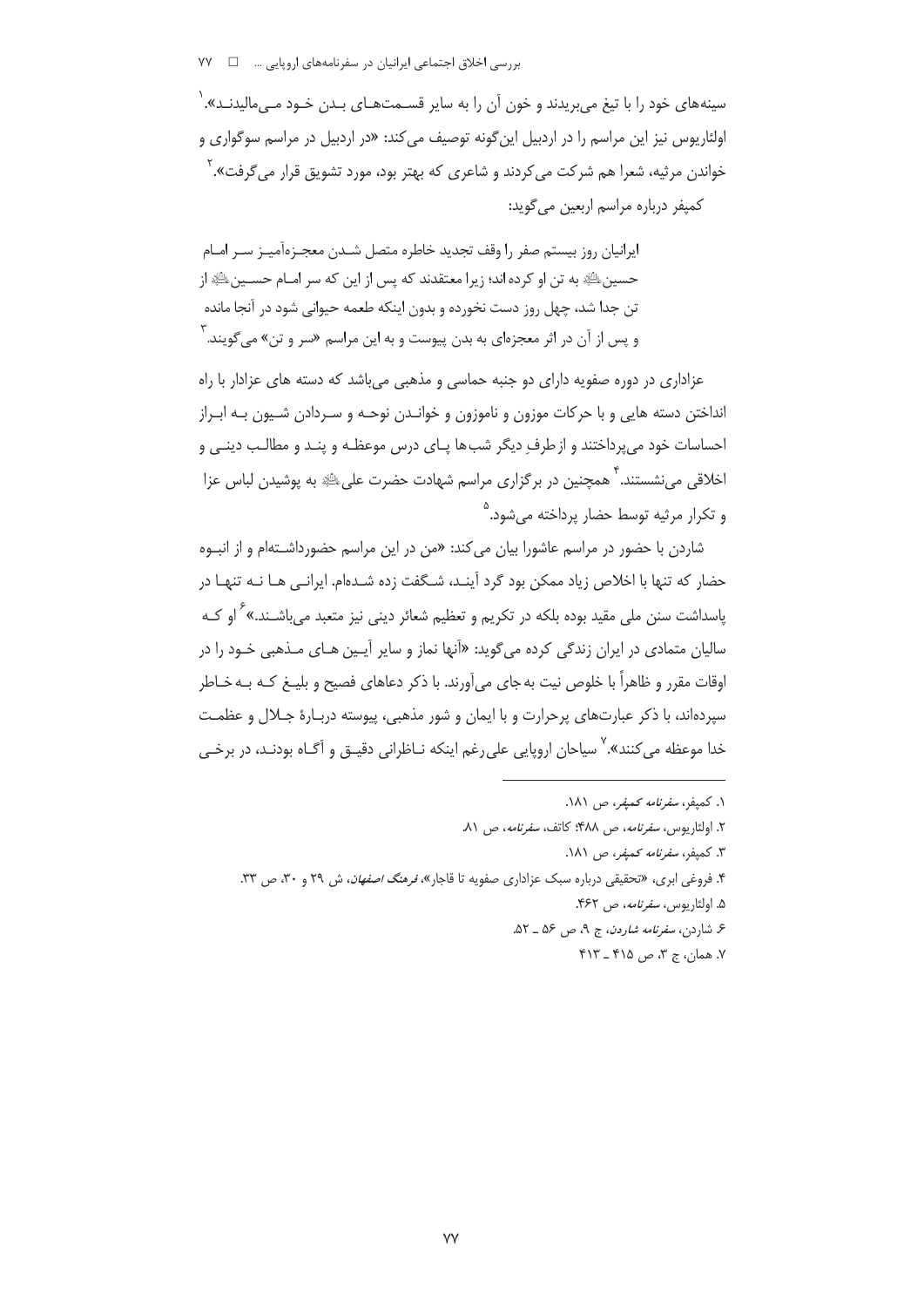سینه‌های خود را با تیغ می‌بریدند و خون آن را به سایر قسمت‌های بدن خود می‌مالیدند».[1] اولئاریوس نیز این مراسم را در اردبیل این‌گونه توصیف می‌کند: «در اردبیل در مراسم سوگواری و خواندن مرثیه، شعرا هم شرکت می‌کردند و شاعری که بهتر بود، مورد تشویق قرار می‌گرفت».[2]

کمپفر درباره مراسم اربعین می‌گوید:

> ایرانیان روز بیستم صفر را وقف تجدید خاطره متصل شدن معجزه‌آمیز سر امام حسین علیه السلام به تن او کرده‌اند؛ زیرا معتقدند که پس از این که سر امام حسین علیه السلام از تن جدا شد، چهل روز دست نخورده و بدون اینکه طعمه حیوانی شود در آنجا مانده و پس از آن در اثر معجزه‌ای به بدن پیوست و به این مراسم «سر و تن» می‌گویند.[3]

عزاداری در دوره صفویه دارای دو جنبه حماسی و مذهبی می‌باشد که دسته های عزادار با راه انداختن دسته هایی و با حرکات موزون و ناموزون و خواندن نوحه و سردادن شیون به ابراز احساسات خود می‌پرداختند و از طرفِ دیگر شب‌ها پای درس موعظه و پند و مطالب دینی و اخلاقی می‌نشستند.[4] همچنین در برگزاری مراسم شهادت حضرت علی علیه السلام به پوشیدن لباس عزا و تکرار مرثیه توسط حضار پرداخته می‌شود.[5]

شاردن با حضور در مراسم عاشورا بیان می‌کند: «من در این مراسم حضورداشته‌ام و از انبوه حضار که تنها با اخلاص زیاد ممکن بود گرد آیند، شگفت زده شده‌ام. ایرانی ها نه تنها در پاسداشت سنن ملی مقید بوده بلکه در تکریم و تعظیم شعائر دینی نیز متعبد می‌باشند.»[6] او که سالیان متمادی در ایران زندگی کرده می‌گوید: «آنها نماز و سایر آیین های مذهبی خود را در اوقات مقرر و ظاهراً با خلوص نیت به جای می‌آورند. با ذکر دعاهای فصیح و بلیغ که به خاطر سپرده‌اند، با ذکر عبارت‌های پرحرارت و با ایمان و شور مذهبی، پیوسته دربارهٔ جلال و عظمت خدا موعظه می‌کنند».[7] سیاحان اروپایی علی‌رغم اینکه ناظرانی دقیق و آگاه بودند، در برخی

---

۱. کمپفر، *سفرنامه کمپفر*، ص ۱۸۱.

۲. اولئاریوس، *سفرنامه*، ص ۴۸۸؛ کاتف، *سفرنامه*، ص ۸۱.

۳. کمپفر، *سفرنامه کمپفر*، ص ۱۸۱.

۴. فروغی ابری، «تحقیقی درباره سبک عزاداری صفویه تا قاجار»، *فرهنگ اصفهان*، ش ۲۹ و ۳۰، ص ۳۳.

۵. اولئاریوس، *سفرنامه*، ص ۴۶۲.

۶. شاردن، *سفرنامه شاردن*، ج ۹، ص ۵۶ ـ ۵۲.

۷. همان، ج ۳، ص ۴۱۵ ـ ۴۱۳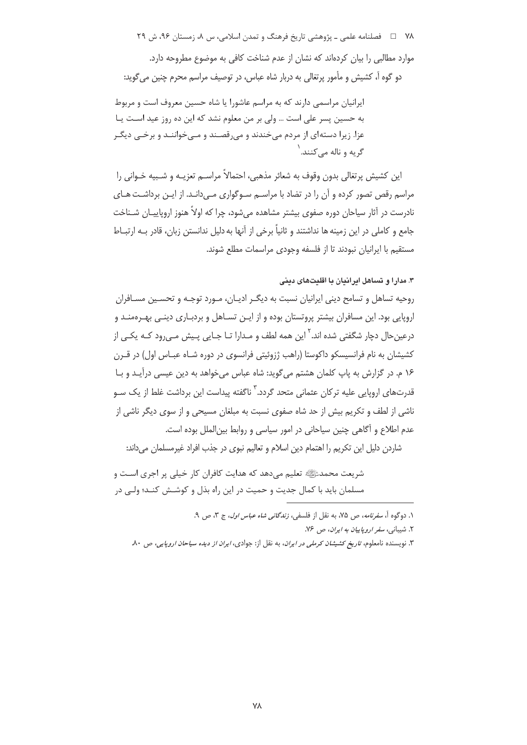موارد مطالبی را بیان کرده‌اند که نشان از عدم شناخت کافی به موضوع مطروحه دارد.

دو گوه آ، کشیش و مأمور پرتغالی به دربار شاه عباس، در توصیف مراسم محرم چنین می‌گوید:

> ایرانیان مراسمی دارند که به مراسم عاشورا یا شاه حسین معروف است و مربوط به حسین پسر علی است ... ولی بر من معلوم نشد که این ده روز عید است یا عزا. زیرا دسته‌ای از مردم می‌خندند و می‌رقصند و می‌خوانند و برخی دیگر گریه و ناله می‌کنند.[1]

این کشیش پرتغالی بدون وقوف به شعائر مذهبی، احتمالاً مراسم تعزیه و شبیه خوانی را مراسم رقص تصور کرده و آن را در تضاد با مراسم سوگواری می‌داند. از این برداشت‌های نادرست در آثار سیاحان دوره صفوی بیشتر مشاهده می‌شود، چرا که اولاً هنوز اروپاییان شناخت جامع و کاملی در این زمینه‌ها نداشتند و ثانیاً برخی از آنها به‌دلیل ندانستن زبان، قادر به ارتباط مستقیم با ایرانیان نبودند تا از فلسفه وجودی مراسمات مطلع شوند.

### ۳. مدارا و تساهل ایرانیان با اقلیت‌های دینی

روحیه تساهل و تسامح دینی ایرانیان نسبت به دیگر ادیان، مورد توجه و تحسین مسافران اروپایی بود. این مسافران بیشتر پروتستان بوده و از این تساهل و بردباری دینی بهره‌مند و درعین‌حال دچار شگفتی شده اند.[2] این همه لطف و مدارا تا جایی پیش می‌رود که یکی از کشیشان به نام فرانسیسکو داکوستا (راهب ژزوئیتی فرانسوی در دوره شاه عباس اول) در قرن ۱۶ م. در گزارش به پاپ کلمان هشتم می‌گوید: شاه عباس می‌خواهد به دین عیسی درآید و با قدرت‌های اروپایی علیه ترکان عثمانی متحد گردد.[3] ناگفته پیداست این برداشت غلط از یک سو ناشی از لطف و تکریم بیش از حد شاه صفوی نسبت به مبلغان مسیحی و از سوی دیگر ناشی از عدم اطلاع و آگاهی چنین سیاحانی در امور سیاسی و روابط بین‌الملل بوده است.

شاردن دلیل این تکریم را اهتمام دین اسلام و تعالیم نبوی در جذب افراد غیرمسلمان می‌داند:

> شریعت محمدﷺ تعلیم می‌دهد که هدایت کافران کار خیلی پر اجری است و مسلمان باید با کمال جدیت و حمیت در این راه بذل و کوشش کند؛ ولی در

---

۱. دوگوه آ، *سفرنامه*، ص ۷۵، به نقل از فلسفی، *زندگانی شاه عباس اول*، ج ۳، ص ۹.

۲. شیبانی، *سفر اروپاییان به ایران*، ص ۷۶.

۳. نویسنده نامعلوم، *تاریخ کشیشان کرملی در ایران*، به نقل از: جوادی، *ایران از دیده سیاحان اروپایی*، ص ۸۰.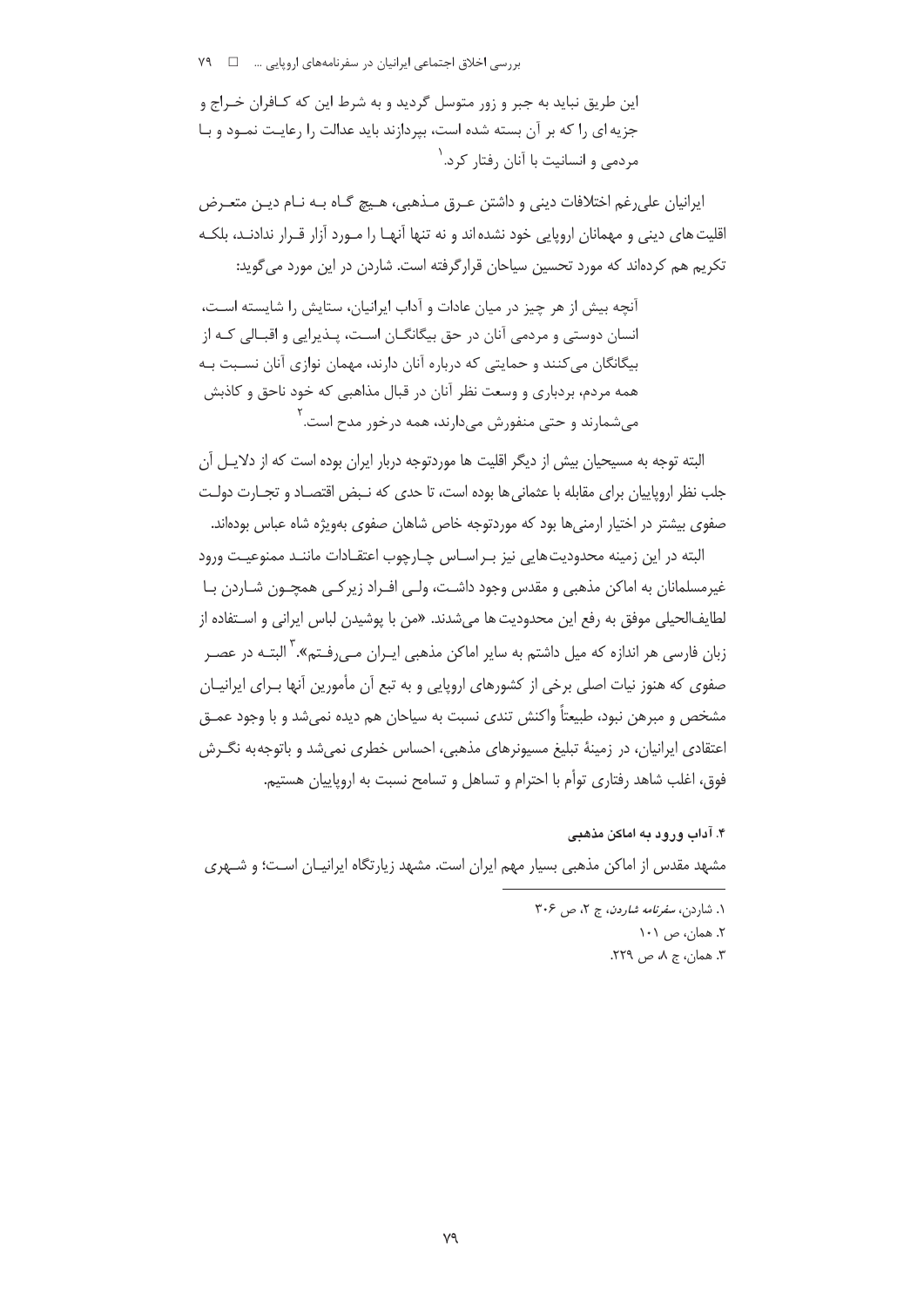این طریق نباید به جبر و زور متوسل گردید و به شرط این که کافران خراج و جزیه ای را که بر آن بسته شده است، بپردازند باید عدالت را رعایت نمود و با مردمی و انسانیت با آنان رفتار کرد.[1]

ایرانیان علی‌رغم اختلافات دینی و داشتن عرق مذهبی، هیچ گاه به نام دین متعرض اقلیت های دینی و مهمانان اروپایی خود نشده‌اند و نه تنها آنها را مورد آزار قرار ندادند، بلکه تکریم هم کرده‌اند که مورد تحسین سیاحان قرارگرفته است. شاردن در این مورد می‌گوید:

آنچه بیش از هر چیز در میان عادات و آداب ایرانیان، ستایش را شایسته است، انسان دوستی و مردمی آنان در حق بیگانگان است، پذیرایی و اقبالی که از بیگانگان می‌کنند و حمایتی که درباره آنان دارند، مهمان نوازی آنان نسبت به همه مردم، بردباری و وسعت نظر آنان در قبال مذاهبی که خود ناحق و کاذبش می‌شمارند و حتی منفورش می‌دارند، همه درخور مدح است.[2]

البته توجه به مسیحیان بیش از دیگر اقلیت ها موردتوجه دربار ایران بوده است که از دلایل آن جلب نظر اروپاییان برای مقابله با عثمانی‌ها بوده است، تا حدی که نبض اقتصاد و تجارت دولت صفوی بیشتر در اختیار ارمنی‌ها بود که موردتوجه خاص شاهان صفوی به‌ویژه شاه عباس بوده‌اند.

البته در این زمینه محدودیت‌هایی نیز بر اساس چارچوب اعتقادات مانند ممنوعیت ورود غیرمسلمانان به اماکن مذهبی و مقدس وجود داشت، ولی افراد زیرکی همچون شاردن با لطایف‌الحیلی موفق به رفع این محدودیت ها می‌شدند. «من با پوشیدن لباس ایرانی و استفاده از زبان فارسی هر اندازه که میل داشتم به سایر اماکن مذهبی ایران می‌رفتم».[3] البته در عصر صفوی که هنوز نیات اصلی برخی از کشورهای اروپایی و به تبع آن مأمورین آنها برای ایرانیان مشخص و مبرهن نبود، طبیعتاً واکنش تندی نسبت به سیاحان هم دیده نمی‌شد و با وجود عمق اعتقادی ایرانیان، در زمینهٔ تبلیغ مسیونرهای مذهبی، احساس خطری نمی‌شد و باتوجه‌به نگرش فوق، اغلب شاهد رفتاری توأم با احترام و تساهل و تسامح نسبت به اروپاییان هستیم.

### ۴. آداب ورود به اماکن مذهبی

مشهد مقدس از اماکن مذهبی بسیار مهم ایران است. مشهد زیارتگاه ایرانیان است؛ و شهری

---

۱. شاردن، *سفرنامه شاردن*، ج ۲، ص ۳۰۶

۲. همان، ص ۱۰۱

۳. همان، ج ۸، ص ۲۲۹.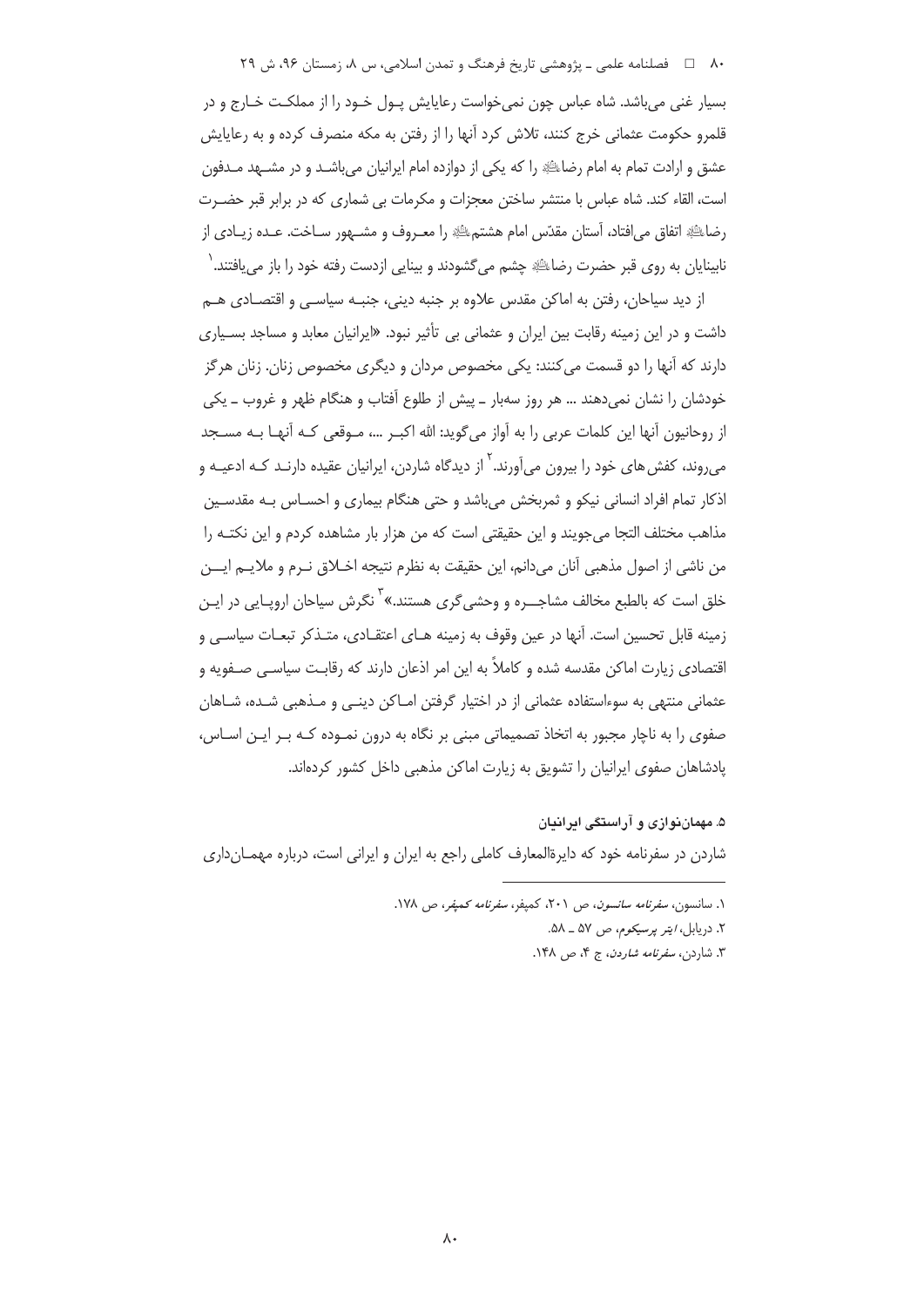بسیار غنی می‌باشد. شاه عباس چون نمی‌خواست رعایایش پـول خـود را از مملکـت خـارج و در قلمرو حکومت عثمانی خرج کنند، تلاش کرد آنها را از رفتن به مکه منصرف کرده و به رعایایش عشق و ارادت تمام به امام رضاؑ را که یکی از دوازده امام ایرانیان می‌باشـد و در مشـهد مـدفون است، القاء کند. شاه عباس با منتشر ساختن معجزات و مکرمات بی شماری که در برابر قبر حضـرت رضاؑ اتفاق می‌افتاد، آستان مقدّس امام هشتمؑ را معـروف و مشـهور سـاخت. عـده زیـادی از نابینایان به روی قبر حضرت رضاؑ چشم می‌گشودند و بینایی ازدست رفته خود را باز می‌یافتند.[1]

از دید سیاحان، رفتن به اماکن مقدس علاوه بر جنبه دینی، جنبـه سیاسـی و اقتصـادی هـم داشت و در این زمینه رقابت بین ایران و عثمانی بی تأثیر نبود. «ایرانیان معابد و مساجد بسـیاری دارند که آنها را دو قسمت می‌کنند: یکی مخصوص مردان و دیگری مخصوص زنان. زنان هرگز خودشان را نشان نمی‌دهند ... هر روز سه‌بار ـ پیش از طلوع آفتاب و هنگام ظهر و غروب ـ یکی از روحانیون آنها این کلمات عربی را به آواز می‌گوید: الله اکبـر ...، مـوقعی کـه آنهـا بـه مسـجد می‌روند، کفش‌های خود را بیرون می‌آورند.[2] از دیدگاه شاردن، ایرانیان عقیده دارنـد کـه ادعیـه و اذکار تمام افراد انسانی نیکو و ثمربخش می‌باشد و حتی هنگام بیماری و احسـاس بـه مقدسـین مذاهب مختلف التجا می‌جویند و این حقیقتی است که من هزار بار مشاهده کردم و این نکتـه را من ناشی از اصول مذهبی آنان می‌دانم، این حقیقت به نظرم نتیجه اخـلاق نـرم و ملایـم ایـن خلق است که بالطبع مخالف مشاجـره و وحشی‌گری هستند.»[3] نگرش سیاحان اروپـایی در ایـن زمینه قابل تحسین است. آنها در عین وقوف به زمینه هـای اعتقـادی، متـذکر تبعـات سیاسـی و اقتصادی زیارت اماکن مقدسه شده و کاملاً به این امر اذعان دارند که رقابـت سیاسـی صـفویه و عثمانی منتهی به سوءاستفاده عثمانی از در اختیار گرفتن امـاکن دینـی و مـذهبی شـده، شـاهان صفوی را به ناچار مجبور به اتخاذ تصمیماتی مبنی بر نگاه به درون نمـوده کـه بـر ایـن اسـاس، پادشاهان صفوی ایرانیان را تشویق به زیارت اماکن مذهبی داخل کشور کرده‌اند.

### ۵. مهمان‌نوازی و آراستگی ایرانیان

شاردن در سفرنامه خود که دایرةالمعارف کاملی راجع به ایران و ایرانی است، درباره مهمـان‌داری

---

۱. سانسون، *سفرنامه سانسون*، ص ۲۰۱، کمپفر، *سفرنامه کمپفر*، ص ۱۷۸.

۲. دریابل، *ایتر پرسیکوم*، ص ۵۷ ـ ۵۸.

۳. شاردن، *سفرنامه شاردن*، ج ۴، ص ۱۴۸.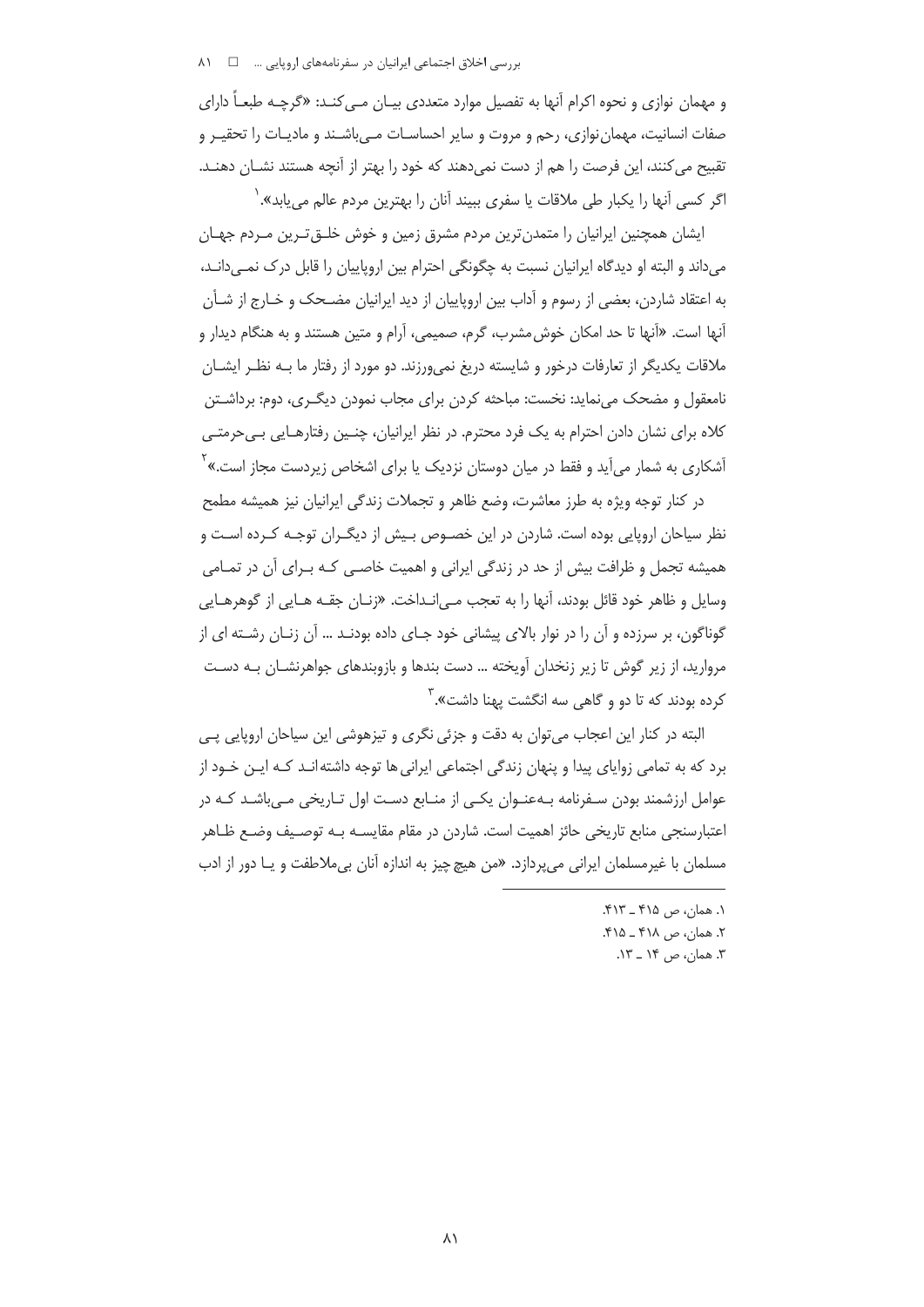و مهمان نوازی و نحوه اکرام آنها به تفصیل موارد متعددی بیـان مـی‌کنـد: «گرچـه طبعـاً دارای صفات انسانیت، مهمان‌نوازی، رحم و مروت و سایر احساسـات مـی‌باشـند و مادیـات را تحقیـر و تقبیح می‌کنند، این فرصت را هم از دست نمی‌دهند که خود را بهتر از آنچه هستند نشـان دهنـد. اگر کسی آنها را یکبار طی ملاقات یا سفری ببیند آنان را بهترین مردم عالم می‌یابد».[1]

ایشان همچنین ایرانیان را متمدن‌ترین مردم مشرق زمین و خوش خلـق‌تـرین مـردم جهـان می‌داند و البته او دیدگاه ایرانیان نسبت به چگونگی احترام بین اروپاییان را قابل درک نمـی‌دانـد، به اعتقاد شاردن، بعضی از رسوم و آداب بین اروپاییان از دید ایرانیان مضـحک و خـارج از شـأن آنها است. «آنها تا حد امکان خوش‌مشرب، گرم، صمیمی، آرام و متین هستند و به هنگام دیدار و ملاقات یکدیگر از تعارفات درخور و شایسته دریغ نمی‌ورزند. دو مورد از رفتار ما بـه نظـر ایشـان نامعقول و مضحک می‌نماید: نخست: مباحثه کردن برای مجاب نمودن دیگـری، دوم: برداشـتن کلاه برای نشان دادن احترام به یک فرد محترم. در نظر ایرانیان، چنـین رفتارهـایی بـی‌حرمتـی آشکاری به شمار می‌آید و فقط در میان دوستان نزدیک یا برای اشخاص زیردست مجاز است.»[2]

در کنار توجه ویژه به طرز معاشرت، وضع ظاهر و تجملات زندگی ایرانیان نیز همیشه مطمح نظر سیاحان اروپایی بوده است. شاردن در این خصـوص بـیش از دیگـران توجـه کـرده اسـت و همیشه تجمل و ظرافت بیش از حد در زندگی ایرانی و اهمیت خاصـی کـه بـرای آن در تمـامی وسایل و ظاهر خود قائل بودند، آنها را به تعجب مـی‌انـداخت. «زنـان جقـه هـایی از گوهرهـایی گوناگون، بر سرزده و آن را در نوار بالای پیشانی خود جـای داده بودنـد ... آن زنـان رشـته ای از مروارید، از زیر گوش تا زیر زنخدان آویخته ... دست بندها و بازوبندهای جواهرنشـان بـه دسـت کرده بودند که تا دو و گاهی سه انگشت پهنا داشت».[3]

البته در کنار این اعجاب می‌توان به دقت و جزئی نگری و تیزهوشی این سیاحان اروپایی پـی برد که به تمامی زوایای پیدا و پنهان زندگی اجتماعی ایرانی‌ها توجه داشته‌انـد کـه ایـن خـود از عوامل ارزشمند بودن سـفرنامه بـه‌عنـوان یکـی از منـابع دسـت اول تـاریخی مـی‌باشـد کـه در اعتبارسنجی منابع تاریخی حائز اهمیت است. شاردن در مقام مقایسـه بـه توصـیف وضـع ظـاهر مسلمان با غیرمسلمان ایرانی می‌پردازد. «من هیچ چیز به اندازه آنان بی‌ملاطفت و یـا دور از ادب

---

۱. همان، ص ۴۱۵ ـ ۴۱۳.
۲. همان، ص ۴۱۸ ـ ۴۱۵.
۳. همان، ص ۱۴ ـ ۱۳.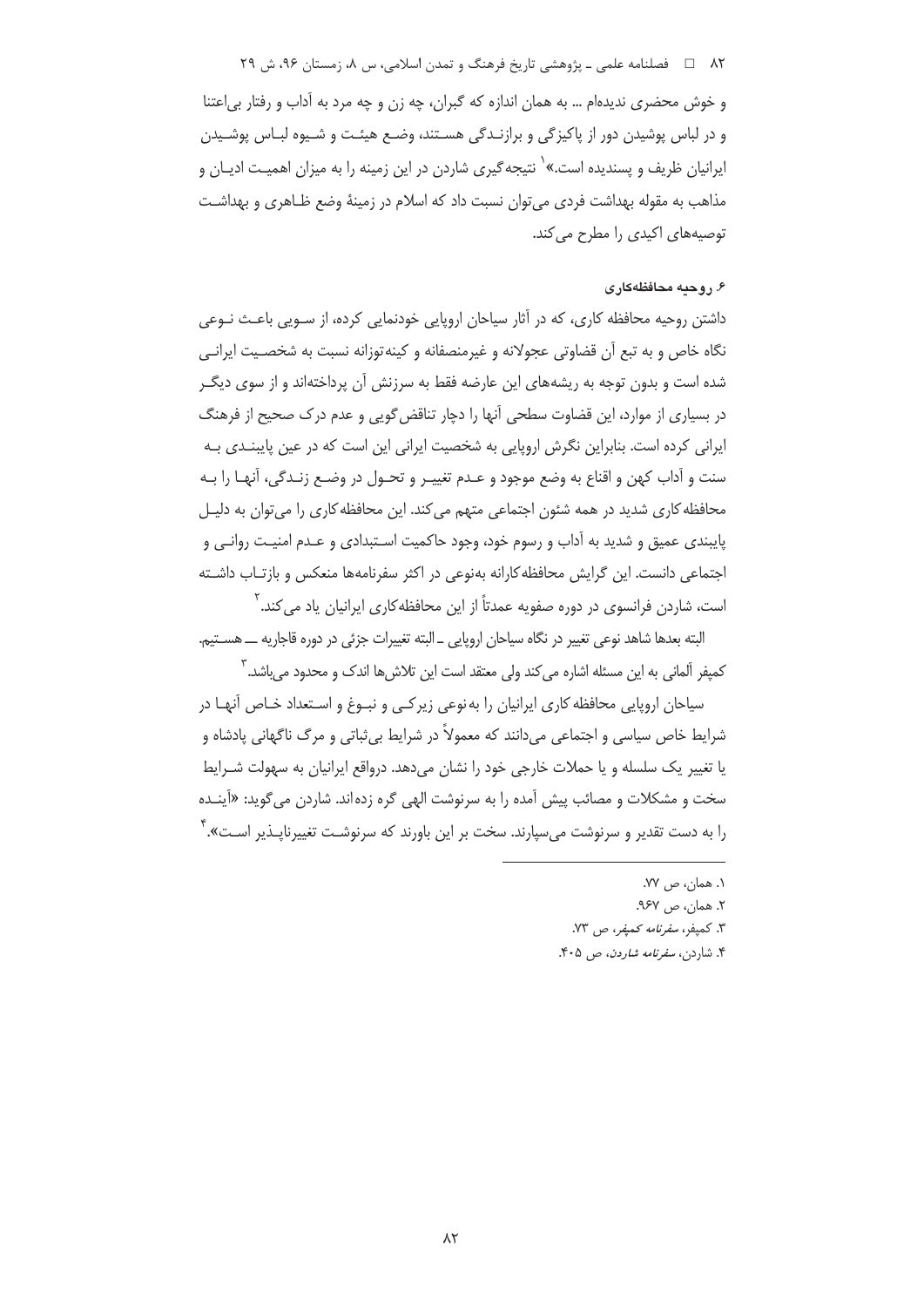و خوش محضری ندیده‌ام ... به همان اندازه که گبران، چه زن و چه مرد به آداب و رفتار بی‌اعتنا و در لباس پوشیدن دور از پاکیزگی و برازندگی هستند، وضع هیئت و شیوه لباس پوشیدن ایرانیان ظریف و پسندیده است.»[1] نتیجه‌گیری شاردن در این زمینه را به میزان اهمیت ادیان و مذاهب به مقوله بهداشت فردی می‌توان نسبت داد که اسلام در زمینهٔ وضع ظاهری و بهداشت توصیه‌های اکیدی را مطرح می‌کند.

#### ۶. روحیه محافظه‌کاری

داشتن روحیه محافظه کاری، که در آثار سیاحان اروپایی خودنمایی کرده، از سویی باعث نوعی نگاه خاص و به تبع آن قضاوتی عجولانه و غیرمنصفانه و کینه‌توزانه نسبت به شخصیت ایرانی شده است و بدون توجه به ریشه‌های این عارضه فقط به سرزنش آن پرداخته‌اند و از سوی دیگر در بسیاری از موارد، این قضاوت سطحی آنها را دچار تناقض‌گویی و عدم درک صحیح از فرهنگ ایرانی کرده است. بنابراین نگرش اروپایی به شخصیت ایرانی این است که در عین پایبندی به سنت و آداب کهن و اقناع به وضع موجود و عدم تغییر و تحول در وضع زندگی، آنها را به محافظه‌کاری شدید در همه شئون اجتماعی متهم می‌کند. این محافظه‌کاری را می‌توان به دلیل پایبندی عمیق و شدید به آداب و رسوم خود، وجود حاکمیت استبدادی و عدم امنیت روانی و اجتماعی دانست. این گرایش محافظه‌کارانه به‌نوعی در اکثر سفرنامه‌ها منعکس و بازتاب داشته است، شاردن فرانسوی در دوره صفویه عمدتاً از این محافظه‌کاری ایرانیان یاد می‌کند.[2]

البته بعدها شاهد نوعی تغییر در نگاه سیاحان اروپایی ـ البته تغییرات جزئی در دوره قاجاریه ـــ هستیم. کمپفر آلمانی به این مسئله اشاره می‌کند ولی معتقد است این تلاش‌ها اندک و محدود می‌باشد.[3]

سیاحان اروپایی محافظه‌کاری ایرانیان را به‌نوعی زیرکی و نبوغ و استعداد خاص آنها در شرایط خاص سیاسی و اجتماعی می‌دانند که معمولاً در شرایط بی‌ثباتی و مرگ ناگهانی پادشاه و یا تغییر یک سلسله و یا حملات خارجی خود را نشان می‌دهد. درواقع ایرانیان به سهولت شرایط سخت و مشکلات و مصائب پیش آمده را به سرنوشت الهی گره زده‌اند. شاردن می‌گوید: «آینده را به دست تقدیر و سرنوشت می‌سپارند. سخت بر این باورند که سرنوشت تغییرناپذیر است».[4]

---

۱. همان، ص ۷۷.

۲. همان، ص ۹۶۷.

۳. کمپفر، *سفرنامه کمپفر*، ص ۷۳.

۴. شاردن، *سفرنامه شاردن*، ص ۴۰۵.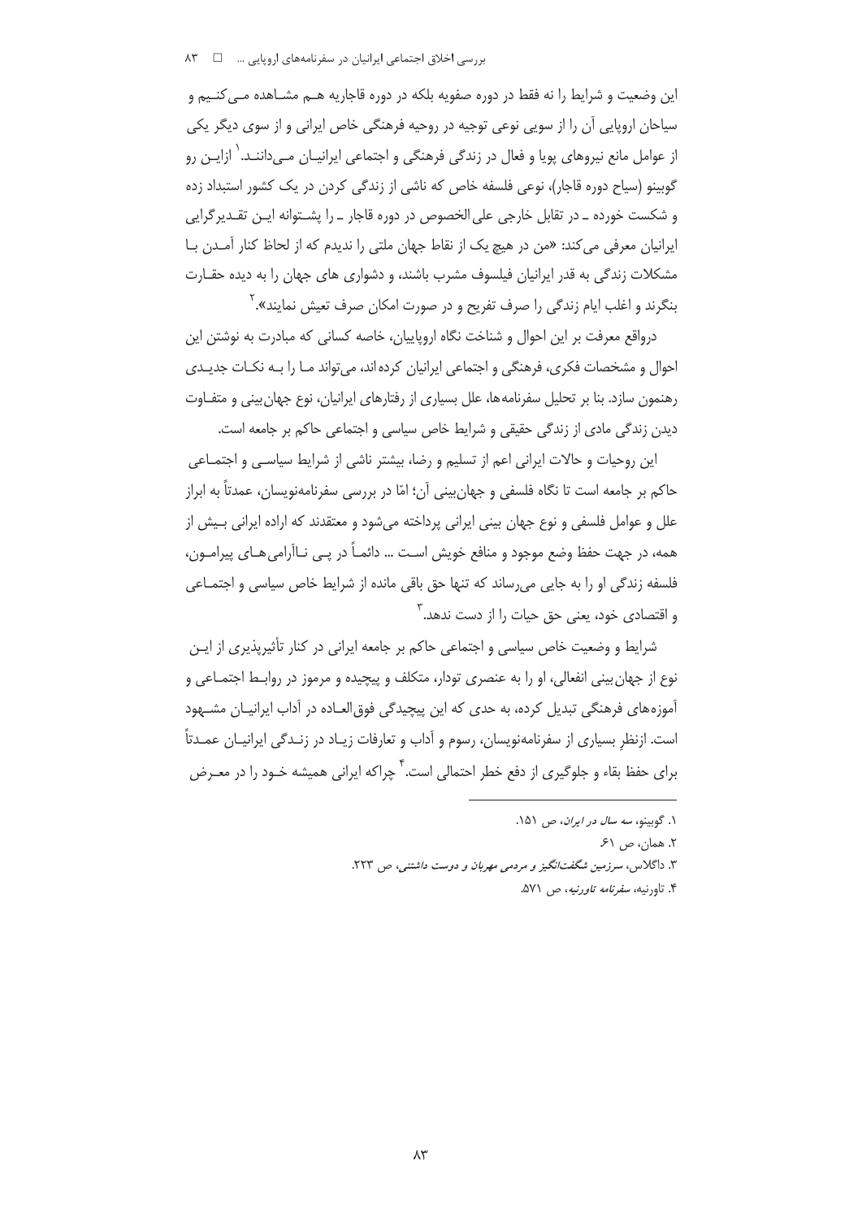این وضعیت و شرایط را نه فقط در دوره صفویه بلکه در دوره قاجاریه هـم مشـاهده مـی‌کنـیم و سیاحان اروپایی آن را از سویی نوعی توجیه در روحیه فرهنگی خاص ایرانی و از سوی دیگر یکی از عوامل مانع نیروهای پویا و فعال در زندگی فرهنگی و اجتماعی ایرانیـان مـی‌داننـد.[1] ازایـن رو گوبینو (سیاح دوره قاجار)، نوعی فلسفه خاص که ناشی از زندگی کردن در یک کشور استبداد زده و شکست خورده ــ در تقابل خارجی علی‌الخصوص در دوره قاجار ــ را پشـتوانه ایـن تقـدیرگرایی ایرانیان معرفی می‌کند: «من در هیچ یک از نقاط جهان ملتی را ندیدم که از لحاظ کنار آمـدن بـا مشکلات زندگی به قدر ایرانیان فیلسوف مشرب باشند، و دشواری های جهان را به دیده حقـارت بنگرند و اغلب ایام زندگی را صرف تفریح و در صورت امکان صرف تعیش نمایند».[2]

درواقع معرفت بر این احوال و شناخت نگاه اروپاییان، خاصه کسانی که مبادرت به نوشتن این احوال و مشخصات فکری، فرهنگی و اجتماعی ایرانیان کرده‌اند، می‌تواند مـا را بـه نکـات جدیـدی رهنمون سازد. بنا بر تحلیل سفرنامه‌ها، علل بسیاری از رفتارهای ایرانیان، نوع جهان‌بینی و متفـاوت دیدن زندگی مادی از زندگی حقیقی و شرایط خاص سیاسی و اجتماعی حاکم بر جامعه است.

این روحیات و حالات ایرانی اعم از تسلیم و رضا، بیشتر ناشی از شرایط سیاسـی و اجتمـاعی حاکم بر جامعه است تا نگاه فلسفی و جهان‌بینی آن؛ امّا در بررسی سفرنامه‌نویسان، عمدتاً به ابراز علل و عوامل فلسفی و نوع جهان بینی ایرانی پرداخته می‌شود و معتقدند که اراده ایرانی بـیش از همه، در جهت حفظ وضع موجود و منافع خویش اسـت ... دائمـاً در پـی نـاآرامی‌هـای پیرامـون، فلسفه زندگی او را به جایی می‌رساند که تنها حق باقی مانده از شرایط خاص سیاسی و اجتمـاعی و اقتصادی خود، یعنی حق حیات را از دست ندهد.[3]

شرایط و وضعیت خاص سیاسی و اجتماعی حاکم بر جامعه ایرانی در کنار تأثیرپذیری از ایـن نوع از جهان‌بینی انفعالی، او را به عنصری تودار، متکلف و پیچیده و مرموز در روابـط اجتمـاعی و آموزه‌های فرهنگی تبدیل کرده، به حدی که این پیچیدگی فوق‌العـاده در آداب ایرانیـان مشـهود است. ازنظرِ بسیاری از سفرنامه‌نویسان، رسوم و آداب و تعارفات زیـاد در زنـدگی ایرانیـان عمـدتاً برای حفظ بقاء و جلوگیری از دفع خطر احتمالی است.[4] چراکه ایرانی همیشه خـود را در معـرض

---

1. گوبینو، *سه سال در ایران*، ص ۱۵۱.
2. همان، ص ۶۱.
3. داگلاس، *سرزمین شگفت‌انگیز و مردمی مهربان و دوست داشتنی*، ص ۲۲۳.
4. تاورنیه، *سفرنامه تاورنیه*، ص ۵۷۱.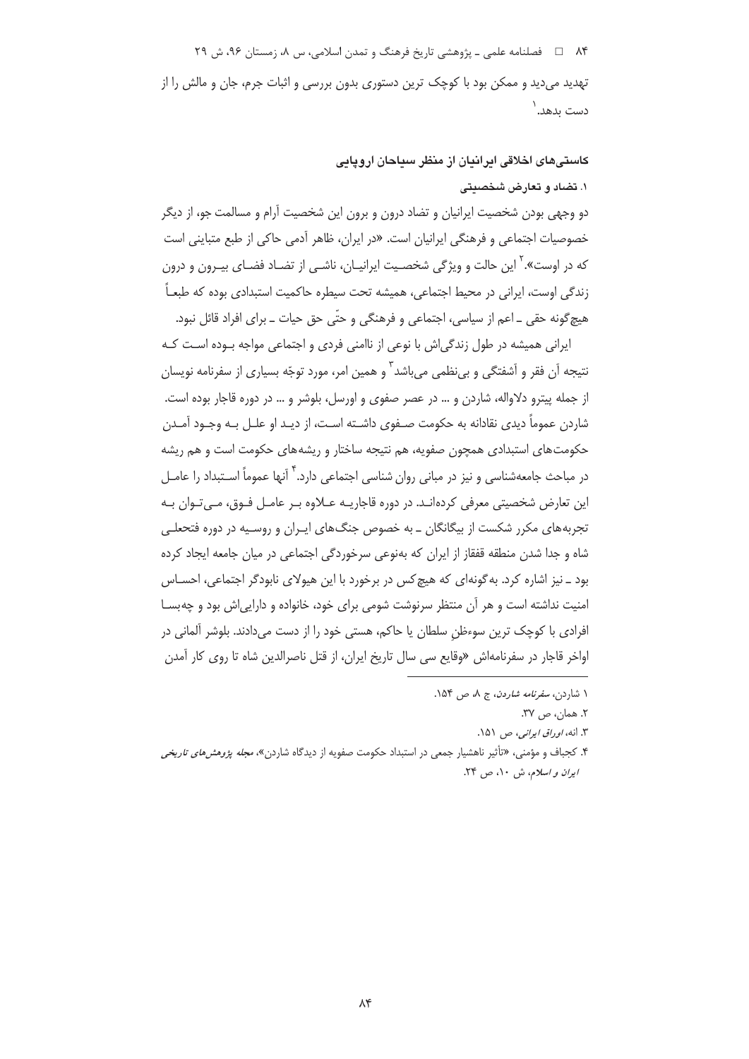تهدید می‌دید و ممکن بود با کوچک ترین دستوری بدون بررسی و اثبات جرم، جان و مالش را از دست بدهد.[1]

### کاستی‌های اخلاقی ایرانیان از منظر سیاحان اروپایی

#### ۱. تضاد و تعارض شخصیتی

دو وجهی بودن شخصیت ایرانیان و تضاد درون و برون این شخصیت آرام و مسالمت جو، از دیگر خصوصیات اجتماعی و فرهنگی ایرانیان است. «در ایران، ظاهر آدمی حاکی از طبع متباینی است که در اوست».[2] این حالت و ویژگی شخصیت ایرانیان، ناشی از تضاد فضای بیرون و درون زندگی اوست، ایرانی در محیط اجتماعی، همیشه تحت سیطره حاکمیت استبدادی بوده که طبعاً هیچ‌گونه حقی ـ اعم از سیاسی، اجتماعی و فرهنگی و حتّی حق حیات ـ برای افراد قائل نبود.

ایرانی همیشه در طول زندگی‌اش با نوعی از ناامنی فردی و اجتماعی مواجه بوده است که نتیجه آن فقر و آشفتگی و بی‌نظمی می‌باشد[3] و همین امر، مورد توجّه بسیاری از سفرنامه نویسان از جمله پیترو دلاواله، شاردن و ... در عصر صفوی و اورسل، بلوشر و ... در دوره قاجار بوده است. شاردن عموماً دیدی نقادانه به حکومت صفوی داشته است، از دید او علل به وجود آمدن حکومت‌های استبدادی همچون صفویه، هم نتیجه ساختار و ریشه‌های حکومت است و هم ریشه در مباحث جامعه‌شناسی و نیز در مبانی روان شناسی اجتماعی دارد.[4] آنها عموماً استبداد را عامل این تعارض شخصیتی معرفی کرده‌اند. در دوره قاجاریه علاوه بر عامل فوق، می‌توان به تجربه‌های مکرر شکست از بیگانگان ـ به خصوص جنگ‌های ایران و روسیه در دوره فتحعلی شاه و جدا شدن منطقه قفقاز از ایران که به‌نوعی سرخوردگی اجتماعی در میان جامعه ایجاد کرده بود ـ نیز اشاره کرد. به‌گونه‌ای که هیچ‌کس در برخورد با این هیولای نابودگر اجتماعی، احساس امنیت نداشته است و هر آن منتظر سرنوشت شومی برای خود، خانواده و دارایی‌اش بود و چه‌بسا افرادی با کوچک ترین سوءظنِ سلطان یا حاکم، هستی خود را از دست می‌دادند. بلوشر آلمانی در اواخر قاجار در سفرنامه‌اش «وقایع سی سال تاریخ ایران، از قتل ناصرالدین شاه تا روی کار آمدن

---

۱. شاردن، *سفرنامه شاردن*، ج ۸، ص ۱۵۴.

۲. همان، ص ۳۷.

۳. انه، *اوراق ایرانی*، ص ۱۵۱.

۴. کجباف و مؤمنی، «تأثیر ناهشیار جمعی در استبداد حکومت صفویه از دیدگاه شاردن»، *مجله پژوهش‌های تاریخی ایران و اسلام*، ش ۱۰، ص ۲۴.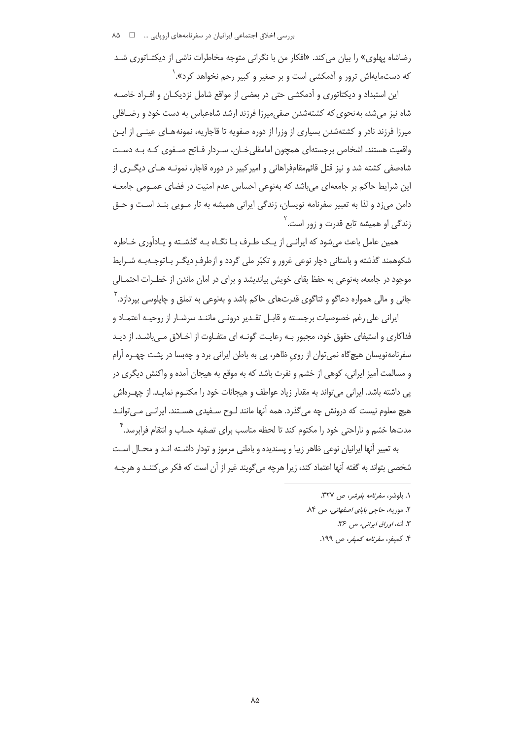رضاشاه پهلوی» را بیان می‌کند. «افکار من با نگرانی متوجه مخاطرات ناشی از دیکتـاتوری شـد که دست‌مایه‌اش ترور و آدمکشی است و بر صغیر و کبیر رحم نخواهد کرد».[۱]

این استبداد و دیکتاتوری و آدمکشی حتی در بعضی از مواقع شامل نزدیکـان و افـراد خاصـه شاه نیز می‌شد، به‌نحوی که کشته‌شدن صفی‌میرزا فرزند ارشد شاه‌عباس به دست خود و رضـاقلی میرزا فرزند نادر و کشته‌شدن بسیاری از وزرا از دوره صفویه تا قاجاریه، نمونه‌هـای عینـی از ایـن واقعیت هستند. اشخاص برجسته‌ای همچون امامقلی‌خـان، سـردار فـاتح صـفوی کـه بـه دسـت شاه‌صفی کشته شد و نیز قتل قائم‌مقام‌فراهانی و امیرکبیر در دوره قاجار، نمونـه هـای دیگـری از این شرایط حاکم بر جامعه‌ای می‌باشد که به‌نوعی احساس عدم امنیت در فضای عمـومی جامعـه دامن می‌زد و لذا به تعبیر سفرنامه نویسان، زندگی ایرانی همیشه به تار مـویی بنـد اسـت و حـق زندگی او همیشه تابع قدرت و زور است.[۲]

همین عامل باعث می‌شود که ایرانـی از یـک طـرف بـا نگـاه بـه گذشـته و یـادآوری خـاطره شکوهمند گذشته و باستانی دچار نوعی غرور و تکبّر ملی گردد و ازطرفِ دیگـر بـاتوجـه‌بـه شـرایط موجود در جامعه، به‌نوعی به حفظ بقای خویش بیاندیشد و برای در امان ماندن از خطـرات احتمـالی جانی و مالی همواره دعاگو و ثناگوی قدرت‌های حاکم باشد و به‌نوعی به تملق و چاپلوسی بپردازد.[۳]

ایرانی علی‌رغم خصوصیات برجسـته و قابـل تقـدیر درونـی ماننـد سرشـار از روحیـه اعتمـاد و فداکاری و استیفای حقوق خود، مجبور بـه رعایـت گونـه ای متفـاوت از اخـلاق مـی‌باشـد. از دیـد سفرنامه‌نویسان هیچ‌گاه نمی‌توان از رویِ ظاهر، پی به باطن ایرانی برد و چه‌بسا در پشت چهـره آرام و مسالمت آمیز ایرانی، کوهی از خشم و نفرت باشد که به موقع به هیجان آمده و واکنش دیگری در پی داشته باشد. ایرانی می‌تواند به مقدار زیاد عواطف و هیجانات خود را مکتـوم نمایـد. از چهـره‌اش هیچ معلوم نیست که درونش چه می‌گذرد. همه آنها مانند لـوح سـفیدی هسـتند. ایرانـی مـی‌توانـد مدت‌ها خشم و ناراحتی خود را مکتوم کند تا لحظه مناسب برای تصفیه حساب و انتقام فرابرسد.[۴]

به تعبیر آنها ایرانیان نوعی ظاهر زیبا و پسندیده و باطنی مرموز و تودار داشـته انـد و محـال اسـت شخصی بتواند به گفته آنها اعتماد کند، زیرا هرچه می‌گویند غیر از آن است که فکر می‌کننـد و هرچـه

---

۱. بلوشر، *سفرنامه بلوشر*، ص ۳۲۷.

۲. موریه، *حاجی بابای اصفهانی*، ص ۸۴.

۳. انه، *اوراق ایرانی*، ص ۳۶.

۴. کمپفر، *سفرنامه کمپفر*، ص ۱۹۹.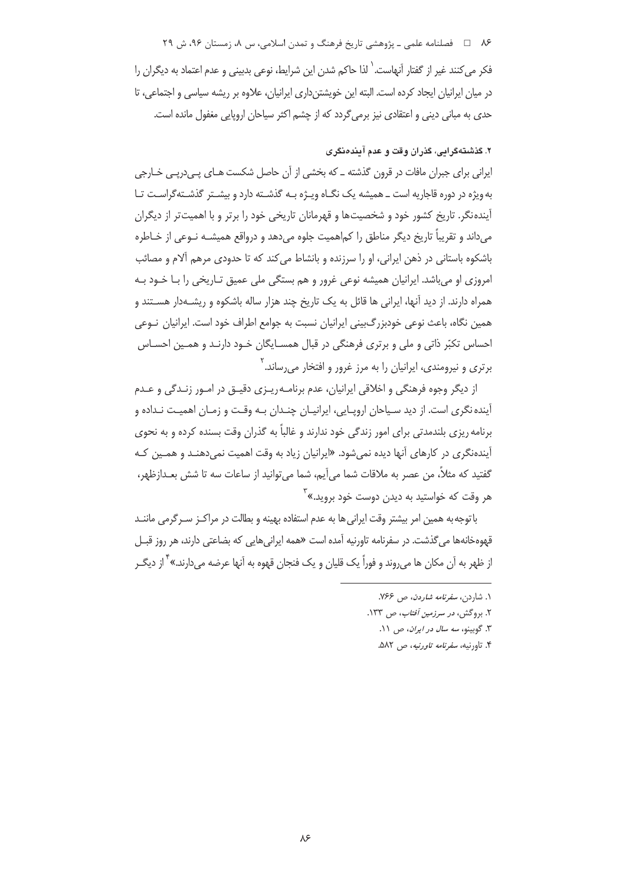فکر می‌کنند غیر از گفتار آنهاست.[1] لذا حاکم شدن این شرایط، نوعی بدبینی و عدم اعتماد به دیگران را در میان ایرانیان ایجاد کرده است. البته این خویشتن‌داری ایرانیان، علاوه بر ریشه سیاسی و اجتماعی، تا حدی به مبانی دینی و اعتقادی نیز برمی‌گردد که از چشم اکثر سیاحان اروپایی مغفول مانده است.

### ۲. گذشته‌گرایی، گذران وقت و عدم آینده‌نگری

ایرانی برای جبران مافات در قرون گذشته ـ که بخشی از آن حاصل شکست هـای پـی‌درپـی خـارجی به ویژه در دوره قاجاریه است ـ همیشه یک نگـاه ویـژه بـه گذشـته دارد و بیشـتر گذشـته‌گراسـت تـا آینده‌نگر. تاریخ کشور خود و شخصیت‌ها و قهرمانان تاریخی خود را برتر و با اهمیت‌تر از دیگران می‌داند و تقریباً تاریخ دیگر مناطق را کم‌اهمیت جلوه می‌دهد و درواقع همیشـه نـوعی از خـاطره باشکوه باستانی در ذهن ایرانی، او را سرزنده و بانشاط می‌کند که تا حدودی مرهم آلام و مصائب امروزی او می‌باشد. ایرانیان همیشه نوعی غرور و هم بستگی ملی عمیق تـاریخی را بـا خـود بـه همراه دارند. از دید آنها، ایرانی ها قائل به یک تاریخ چند هزار ساله باشکوه و ریشـه‌دار هسـتند و همین نگاه، باعث نوعی خودبزرگ‌بینی ایرانیان نسبت به جوامع اطراف خود است. ایرانیان نـوعی احساس تکبّر ذاتی و ملی و برتری فرهنگی در قبال همسـایگان خـود دارنـد و همـین احسـاس برتری و نیرومندی، ایرانیان را به مرز غرور و افتخار می‌رساند.[2]

از دیگر وجوه فرهنگی و اخلاقی ایرانیان، عدم برنامـه‌ریـزی دقیـق در امـور زنـدگی و عـدم آینده نگری است. از دید سـیاحان اروپـایی، ایرانیـان چنـدان بـه وقـت و زمـان اهمیـت نـداده و برنامه ریزی بلندمدتی برای امور زندگی خود ندارند و غالباً به گذران وقت بسنده کرده و به نحوی آینده‌نگری در کارهای آنها دیده نمی‌شود. «ایرانیان زیاد به وقت اهمیت نمی‌دهنـد و همـین کـه گفتید که مثلاً، من عصر به ملاقات شما می‌آیم، شما می‌توانید از ساعات سه تا شش بعـدازظهر، هر وقت که خواستید به دیدن دوست خود بروید.»[3]

باتوجه‌به همین امر بیشتر وقت ایرانی‌ها به عدم استفاده بهینه و بطالت در مراکـز سـرگرمی ماننـد قهوه‌خانه‌ها می‌گذشت. در سفرنامه تاورنیه آمده است «همه ایرانی‌هایی که بضاعتی دارند، هر روز قبـل از ظهر به آن مکان ها می‌روند و فوراً یک قلیان و یک فنجان قهوه به آنها عرضه می‌دارند.»[4] از دیگـر

---

۱. شاردن، *سفرنامه شاردن*، ص ۷۶۶.

۲. بروگش، *در سرزمین آفتاب*، ص ۱۳۳.

۳. گوبینو، *سه سال در ایران*، ص ۱۱.

۴. تاورنیه، *سفرنامه تاورنیه*، ص ۵۸۲.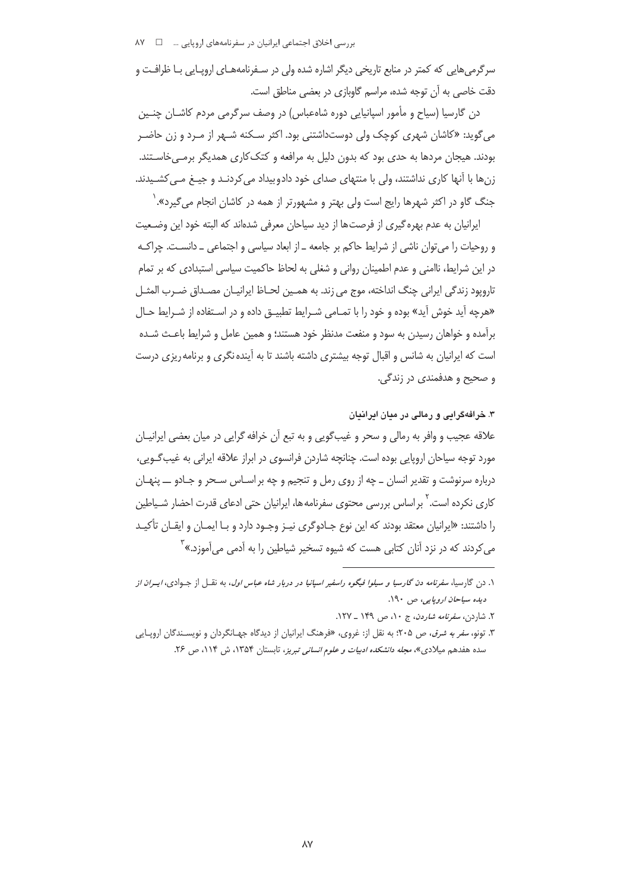سرگرمی‌هایی که کمتر در منابع تاریخی دیگر اشاره شده ولی در سفرنامه‌های اروپایی با ظرافت و دقت خاصی به آن توجه شده، مراسم گاوبازی در بعضی مناطق است.

دن گارسیا (سیاح و مأمور اسپانیایی دوره شاه‌عباس) در وصف سرگرمی مردم کاشان چنین می‌گوید: «کاشان شهری کوچک ولی دوست‌داشتنی بود. اکثر سکنه شهر از مرد و زن حاضر بودند. هیجان مردها به حدی بود که بدون دلیل به مرافعه و کتک‌کاری همدیگر برمی‌خاستند. زن‌ها با آنها کاری نداشتند، ولی با منتهای صدای خود دادوبیداد می‌کردند و جیغ می‌کشیدند. جنگ گاو در اکثر شهرها رایج است ولی بهتر و مشهورتر از همه در کاشان انجام می‌گیرد».[1]

ایرانیان به عدم بهره‌گیری از فرصت‌ها از دید سیاحان معرفی شده‌اند که البته خود این وضعیت و روحیات را می‌توان ناشی از شرایط حاکم بر جامعه ـ از ابعاد سیاسی و اجتماعی ـ دانست. چراکه در این شرایط، ناامنی و عدم اطمینان روانی و شغلی به لحاظ حاکمیت سیاسی استبدادی که بر تمام تاروپود زندگی ایرانی چنگ انداخته، موج می‌زند. به همین لحاظ ایرانیان مصداق ضرب المثل «هرچه آید خوش آید» بوده و خود را با تمامی شرایط تطبیق داده و در استفاده از شرایط حال برآمده و خواهان رسیدن به سود و منفعت مدنظر خود هستند؛ و همین عامل و شرایط باعث شده است که ایرانیان به شانس و اقبال توجه بیشتری داشته باشند تا به آینده‌نگری و برنامه‌ریزی درست و صحیح و هدفمندی در زندگی.

### ۳. خرافه‌گرایی و رمالی در میان ایرانیان

علاقه عجیب و وافر به رمالی و سحر و غیب‌گویی و به تبع آن خرافه گرایی در میان بعضی ایرانیان مورد توجه سیاحان اروپایی بوده است. چنانچه شاردن فرانسوی در ابراز علاقه ایرانی به غیب‌گویی، درباره سرنوشت و تقدیر انسان ـ چه از روی رمل و تنجیم و چه براساس سحر و جادو ــ پنهان کاری نکرده است.[2] براساس بررسی محتوی سفرنامه‌ها، ایرانیان حتی ادعای قدرت احضار شیاطین را داشتند: «ایرانیان معتقد بودند که این نوع جادوگری نیز وجود دارد و با ایمان و ایقان تأکید می‌کردند که در نزد آنان کتابی هست که شیوه تسخیر شیاطین را به آدمی می‌آموزد.»[3]

---

۱. دن گارسیا، *سفرنامه دن گارسیا و سیلوا فیگوه راسفیر اسپانیا در دربار شاه عباس اول*، به نقل از جوادی، *ایران از دیده سیاحان اروپایی*، ص ۱۹۰.

۲. شاردن، *سفرنامه شاردن*، ج ۱۰، ص ۱۴۹ ـ ۱۲۷.

۳. تونو، *سفر به شرق*، ص ۲۰۵؛ به نقل از: غروی، «فرهنگ ایرانیان از دیدگاه جهانگردان و نویسندگان اروپایی سده هفدهم میلادی»، *مجله دانشکده ادبیات و علوم انسانی تبریز*، تابستان ۱۳۵۴، ش ۱۱۴، ص ۲۶.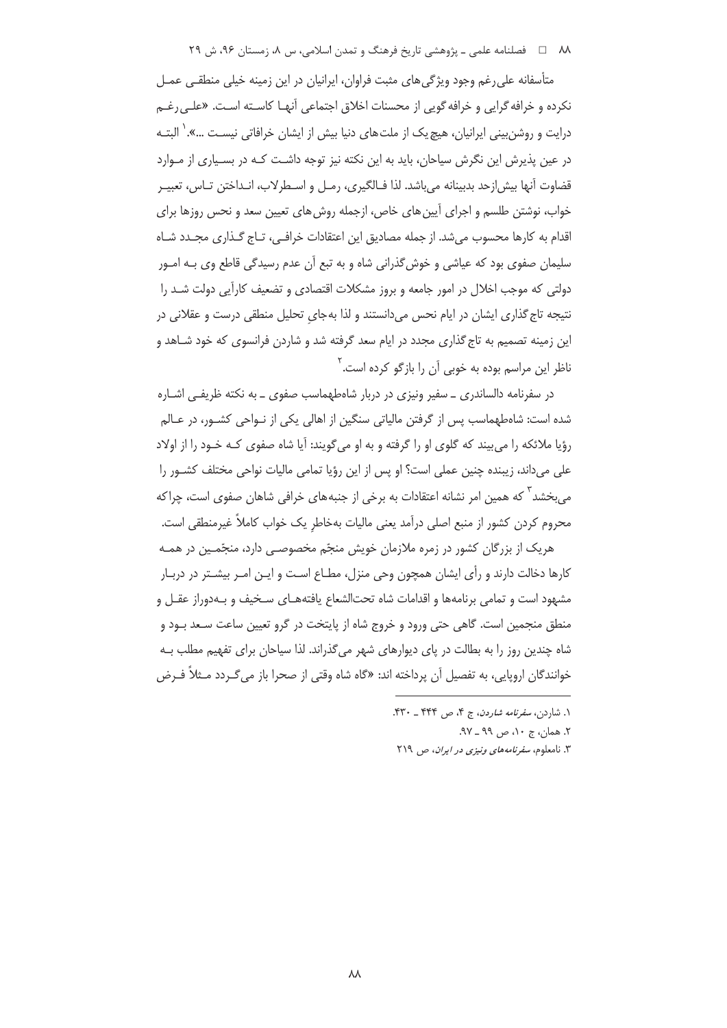متأسفانه علی‌رغم وجود ویژگی‌های مثبت فراوان، ایرانیان در این زمینه خیلی منطقـی عمـل نکرده و خرافه‌گرایی و خرافه‌گویی از محسنات اخلاق اجتماعی آنهـا کاسـته اسـت. «علـی‌رغـم درایت و روشن‌بینی ایرانیان، هیچ‌یک از ملت‌های دنیا بیش از ایشان خرافاتی نیسـت ...».[1] البتـه در عین پذیرش این نگرش سیاحان، باید به این نکته نیز توجه داشـت کـه در بسـیاری از مـوارد قضاوت آنها بیش‌ازحد بدبینانه می‌باشد. لذا فـالگیری، رمـل و اسـطرلاب، انـداختن تـاس، تعبیـر خواب، نوشتن طلسم و اجرای آیین‌های خاص، ازجمله روش‌های تعیین سعد و نحس روزها برای اقدام به کارها محسوب می‌شد. از جمله مصادیق این اعتقادات خرافـی، تـاج‌گـذاری مجـدد شـاه سلیمان صفوی بود که عیاشی و خوش‌گذرانی شاه و به تبع آن عدم رسیدگی قاطع وی بـه امـور دولتی که موجب اخلال در امور جامعه و بروز مشکلات اقتصادی و تضعیف کارآیی دولت شـد را نتیجه تاج‌گذاری ایشان در ایام نحس می‌دانستند و لذا به‌جایِ تحلیل منطقی درست و عقلانی در این زمینه تصمیم به تاج‌گذاری مجدد در ایام سعد گرفته شد و شاردن فرانسوی که خود شـاهد و ناظر این مراسم بوده به خوبی آن را بازگو کرده است.[2]

در سفرنامه دالساندری ـ سفیر ونیزی در دربار شاه‌طهماسب صفوی ـ به نکته ظریفـی اشـاره شده است: شاه‌طهماسب پس از گرفتن مالیاتی سنگین از اهالی یکی از نـواحی کشـور، در عـالم رؤیا ملائکه را می‌بیند که گلوی او را گرفته و به او می‌گویند: آیا شاه صفوی کـه خـود را از اولاد علی می‌داند، زیبنده چنین عملی است؟ او پس از این رؤیا تمامی مالیات نواحی مختلف کشـور را می‌بخشد[3] که همین امر نشانه اعتقادات به برخی از جنبه‌های خرافی شاهان صفوی است، چراکه محروم کردن کشور از منبع اصلی درآمد یعنی مالیات به‌خاطرِ یک خواب کاملاً غیرمنطقی است.

هریک از بزرگان کشور در زمره ملازمان خویش منجّم مخصوصـی دارد، منجّمـین در همـه کارها دخالت دارند و رأی ایشان همچون وحی منزل، مطـاع اسـت و ایـن امـر بیشـتر در دربـار مشهود است و تمامی برنامه‌ها و اقدامات شاه تحت‌الشعاع یافته‌هـای سـخیف و بـه‌دوراز عقـل و منطق منجمین است. گاهی حتی ورود و خروج شاه از پایتخت در گرو تعیین ساعت سـعد بـود و شاه چندین روز را به بطالت در پای دیوارهای شهر می‌گذراند. لذا سیاحان برای تفهیم مطلب بـه خوانندگان اروپایی، به تفصیل آن پرداخته اند: «گاه شاه وقتی از صحرا باز می‌گـردد مـثلاً فـرض

---

۱. شاردن، *سفرنامه شاردن*، ج ۴، ص ۴۴۴ ـ ۴۳۰.

۲. همان، ج ۱۰، ص ۹۹ ـ ۹۷.

۳. نامعلوم، *سفرنامه‌های ونیزی در ایران*، ص ۲۱۹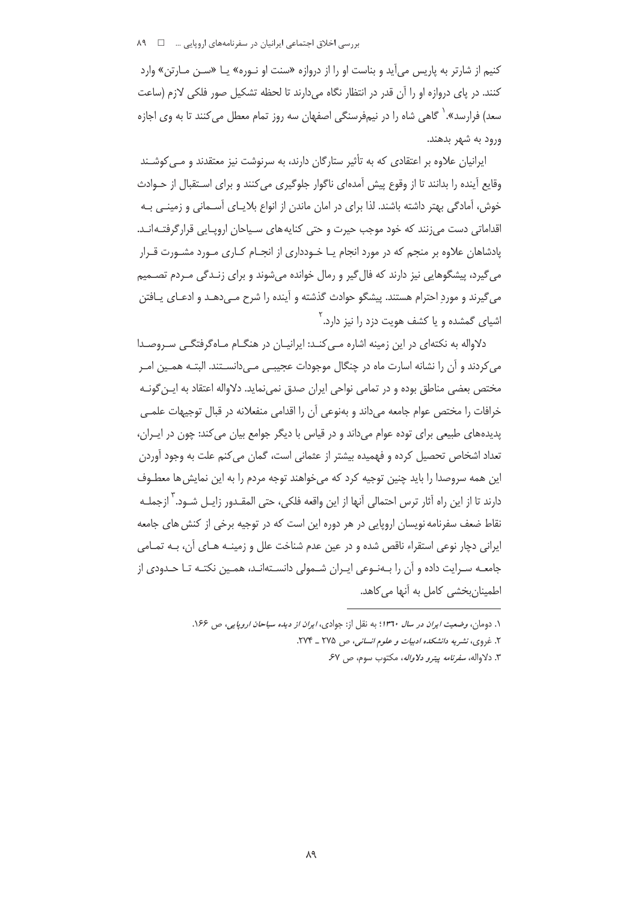کنیم از شارتر به پاریس می‌آید و بناست او را از دروازه «سنت او نوره» یا «سن مارتن» وارد کنند. در پای دروازه او را آن قدر در انتظار نگاه می‌دارند تا لحظه تشکیل صور فلکی لازم (ساعت سعد) فرارسد».[1] گاهی شاه را در نیم‌فرسنگی اصفهان سه روز تمام معطل می‌کنند تا به وی اجازه ورود به شهر بدهند.

ایرانیان علاوه بر اعتقادی که به تأثیر ستارگان دارند، به سرنوشت نیز معتقدند و می‌کوشند وقایع آینده را بدانند تا از وقوع پیش آمده‌ای ناگوار جلوگیری می‌کنند و برای استقبال از حوادث خوش، آمادگی بهتر داشته باشند. لذا برای در امان ماندن از انواع بلایای آسمانی و زمینی به اقداماتی دست می‌زنند که خود موجب حیرت و حتی کنایه‌های سیاحان اروپایی قرارگرفته‌اند. پادشاهان علاوه بر منجم که در مورد انجام یا خودداری از انجام کاری مورد مشورت قرار می‌گیرد، پیشگوهایی نیز دارند که فال‌گیر و رمال خوانده می‌شوند و برای زندگی مردم تصمیم می‌گیرند و موردِ احترام هستند. پیشگو حوادث گذشته و آینده را شرح می‌دهد و ادعای یافتن اشیای گمشده و یا کشف هویت دزد را نیز دارد.[2]

دلاواله به نکته‌ای در این زمینه اشاره می‌کند: ایرانیان در هنگام ماه‌گرفتگی سروصدا می‌کردند و آن را نشانه اسارت ماه در چنگال موجودات عجیبی می‌دانستند. البته همین امر مختص بعضی مناطق بوده و در تمامی نواحی ایران صدق نمی‌نماید. دلاواله اعتقاد به این‌گونه خرافات را مختص عوام جامعه می‌داند و به‌نوعی آن را اقدامی منفعلانه در قبال توجیهات علمی پدیده‌های طبیعی برای توده عوام می‌داند و در قیاس با دیگر جوامع بیان می‌کند: چون در ایران، تعداد اشخاص تحصیل کرده و فهمیده بیشتر از عثمانی است، گمان می‌کنم علت به وجود آوردن این همه سروصدا را باید چنین توجیه کرد که می‌خواهند توجه مردم را به این نمایش‌ها معطوف دارند تا از این راه آثار ترس احتمالی آنها از این واقعه فلکی، حتی المقدور زایل شود.[3] ازجمله نقاط ضعف سفرنامه نویسان اروپایی در هر دوره این است که در توجیه برخی از کنش‌های جامعه ایرانی دچار نوعی استقراء ناقص شده و در عین عدم شناخت علل و زمینه‌های آن، به تمامی جامعه سرایت داده و آن را به‌نوعی ایران شمولی دانسته‌اند، همین نکته تا حدودی از اطمینان‌بخشی کامل به آنها می‌کاهد.

---

1. دومان، *وضعیت ایران در سال ۱۳۶۰*؛ به نقل از: جوادی، *ایران از دیده سیاحان اروپایی*، ص ۱۶۶.
2. غروی، *نشریه دانشکده ادبیات و علوم انسانی*، ص ۲۷۵ ـ ۲۷۴.
3. دلاواله، *سفرنامه پیترو دلاواله*، مکتوب سوم، ص ۶۷.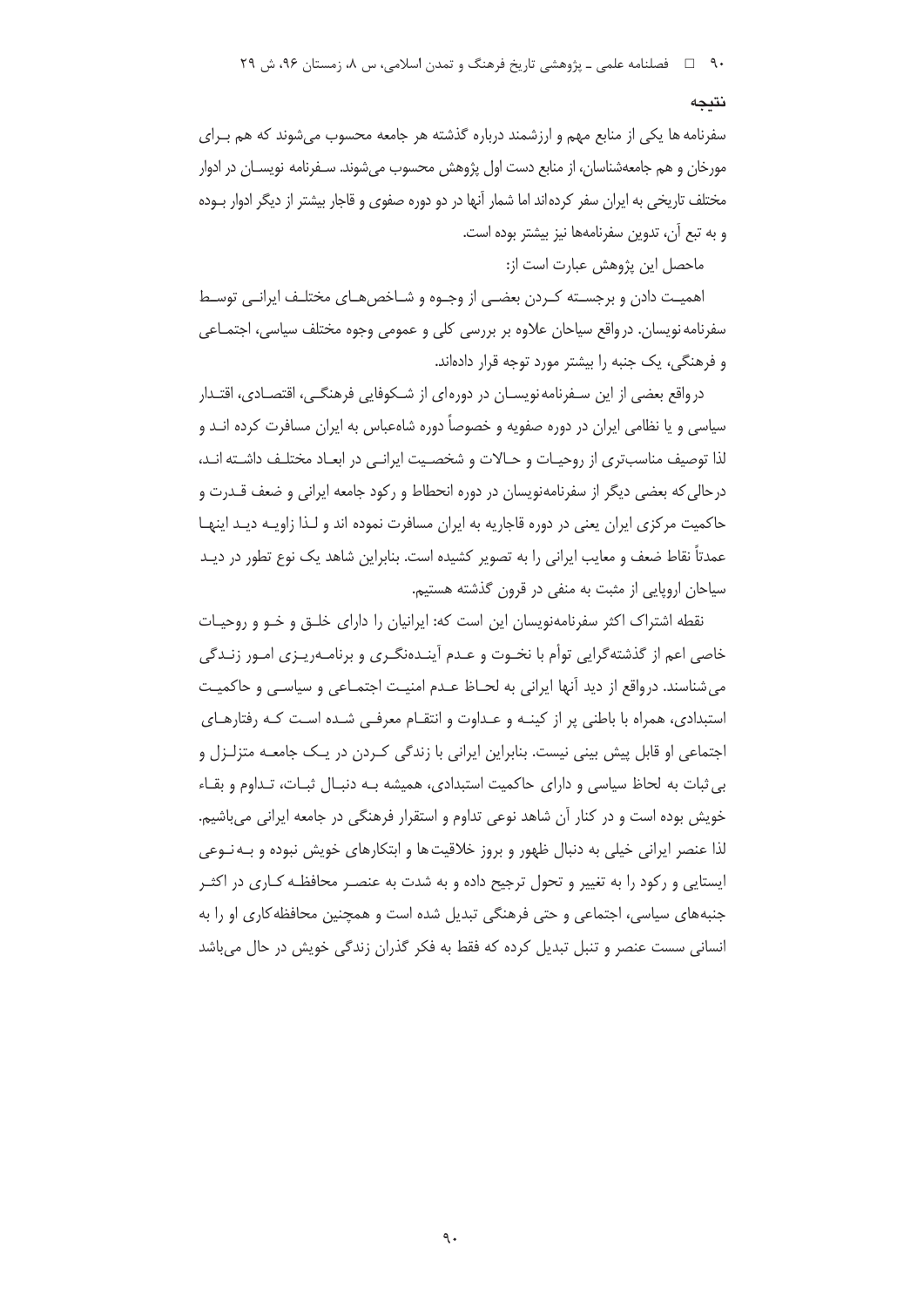## نتیجه

سفرنامه ها یکی از منابع مهم و ارزشمند درباره گذشته هر جامعه محسوب می‌شوند که هم برای مورخان و هم جامعه‌شناسان، از منابع دست اول پژوهش محسوب می‌شوند. سفرنامه نویسان در ادوار مختلف تاریخی به ایران سفر کرده‌اند اما شمار آنها در دو دوره صفوی و قاجار بیشتر از دیگر ادوار بوده و به تبع آن، تدوین سفرنامه‌ها نیز بیشتر بوده است.

ماحصل این پژوهش عبارت است از:

اهمیت دادن و برجسته کردن بعضی از وجوه و شاخص‌های مختلف ایرانی توسط سفرنامه نویسان. درواقع سیاحان علاوه بر بررسی کلی و عمومی وجوه مختلف سیاسی، اجتماعی و فرهنگی، یک جنبه را بیشتر مورد توجه قرار داده‌اند.

درواقع بعضی از این سفرنامه‌نویسان در دوره‌ای از شکوفایی فرهنگی، اقتصادی، اقتدار سیاسی و یا نظامی ایران در دوره صفویه و خصوصاً دوره شاه‌عباس به ایران مسافرت کرده اند و لذا توصیف مناسب‌تری از روحیات و حالات و شخصیت ایرانی در ابعاد مختلف داشته اند، درحالی‌که بعضی دیگر از سفرنامه‌نویسان در دوره انحطاط و رکود جامعه ایرانی و ضعف قدرت و حاکمیت مرکزی ایران یعنی در دوره قاجاریه به ایران مسافرت نموده اند و لذا زاویه دید اینها عمدتاً نقاط ضعف و معایب ایرانی را به تصویر کشیده است. بنابراین شاهد یک نوع تطور در دید سیاحان اروپایی از مثبت به منفی در قرون گذشته هستیم.

نقطه اشتراک اکثر سفرنامه‌نویسان این است که: ایرانیان را دارای خلق و خو و روحیات خاصی اعم از گذشته‌گرایی توأم با نخوت و عدم آینده‌نگری و برنامه‌ریزی امور زندگی می‌شناسند. درواقع از دید آنها ایرانی به لحاظ عدم امنیت اجتماعی و سیاسی و حاکمیت استبدادی، همراه با باطنی پر از کینه و عداوت و انتقام معرفی شده است که رفتارهای اجتماعی او قابل پیش بینی نیست. بنابراین ایرانی با زندگی کردن در یک جامعه متزلزل و بی‌ثبات به لحاظ سیاسی و دارای حاکمیت استبدادی، همیشه به دنبال ثبات، تداوم و بقاء خویش بوده است و در کنار آن شاهد نوعی تداوم و استقرار فرهنگی در جامعه ایرانی می‌باشیم. لذا عنصر ایرانی خیلی به دنبال ظهور و بروز خلاقیت‌ها و ابتکارهای خویش نبوده و به‌نوعی ایستایی و رکود را به تغییر و تحول ترجیح داده و به شدت به عنصر محافظه کاری در اکثر جنبه‌های سیاسی، اجتماعی و حتی فرهنگی تبدیل شده است و همچنین محافظه‌کاری او را به انسانی سست عنصر و تنبل تبدیل کرده که فقط به فکر گذران زندگی خویش در حال می‌باشد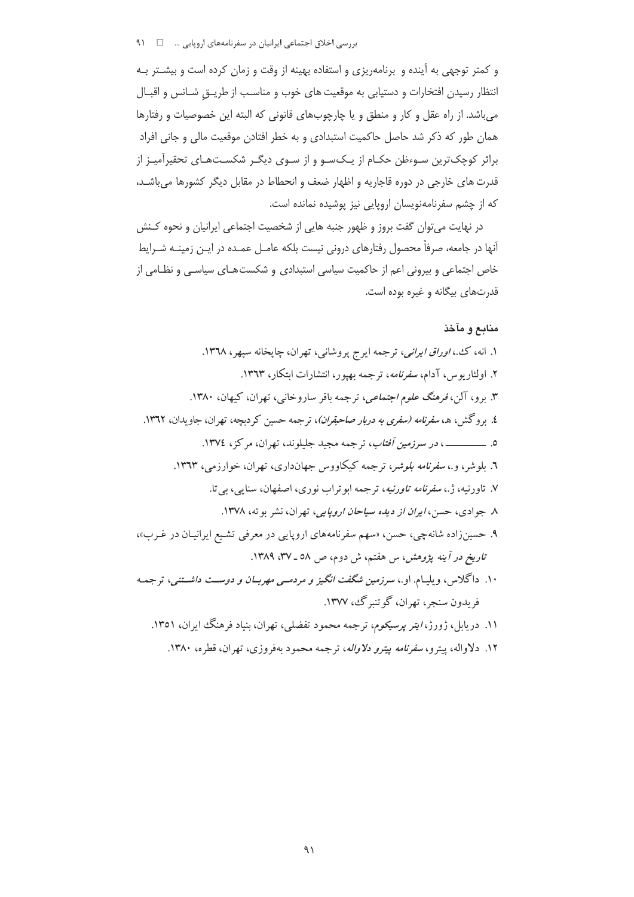و کمتر توجهی به آینده و برنامه‌ریزی و استفاده بهینه از وقت و زمان کرده است و بیشتر به انتظار رسیدن افتخارات و دستیابی به موقعیت های خوب و مناسب از طریقِ شانس و اقبال می‌باشد. از راه عقل و کار و منطق و یا چارچوب‌های قانونی که البته این خصوصیات و رفتارها همان طور که ذکر شد حاصل حاکمیت استبدادی و به خطر افتادن موقعیت مالی و جانی افراد براثر کوچک‌ترین سوءظن حکام از یک‌سو و از سوی دیگر شکست‌های تحقیرآمیز از قدرت های خارجی در دوره قاجاریه و اظهار ضعف و انحطاط در مقابل دیگر کشورها می‌باشد، که از چشم سفرنامه‌نویسان اروپایی نیز پوشیده نمانده است.

در نهایت می‌توان گفت بروز و ظهور جنبه هایی از شخصیت اجتماعی ایرانیان و نحوه کنش آنها در جامعه، صرفاً محصول رفتارهای درونی نیست بلکه عامل عمده در این زمینه شرایط خاص اجتماعی و بیرونی اعم از حاکمیت سیاسی استبدادی و شکست‌های سیاسی و نظامی از قدرت‌های بیگانه و غیره بوده است.

## منابع و مآخذ

۱. انه، ک.، *اوراق ایرانی*، ترجمه ایرج پروشانی، تهران، چاپخانه سپهر، ۱۳۶۸.

۲. اولئاریوس، آدام، *سفرنامه*، ترجمه بهپور، انتشارات ابتکار، ۱۳۶۳.

۳. برو، آلن، *فرهنگ علوم اجتماعی*، ترجمه باقر ساروخانی، تهران، کیهان، ۱۳۸۰.

۴. بروگش، هـ، *سفرنامه (سفری به دربار صاحبقران)*، ترجمه حسین کردبچه، تهران، جاویدان، ۱۳۶۲.

۵. ــــــــــ، *در سرزمین آفتاب*، ترجمه مجید جلیلوند، تهران، مرکز، ۱۳۷۴.

۶. بلوشر، و.، *سفرنامه بلوشر*، ترجمه کیکاووس جهانداری، تهران، خوارزمی، ۱۳۶۳.

۷. تاورنیه، ژ.، *سفرنامه تاورنیه*، ترجمه ابوتراب نوری، اصفهان، سنایی، بی‌تا.

۸. جوادی، حسن، *ایران از دیده سیاحان اروپایی*، تهران، نشر بوته، ۱۳۷۸.

۹. حسین‌زاده شانه‌چی، حسن، «سهم سفرنامه‌های اروپایی در معرفی تشیع ایرانیان در غرب»، *تاریخ در آینه پژوهش*، س هفتم، ش دوم، ص ۵۸ ـ ۳۷، ۱۳۸۹.

۱۰. داگلاس، ویلیام. او.، *سرزمین شگفت انگیز و مردمی مهربان و دوست داشتنی*، ترجمه فریدون سنجر، تهران، گوتنبرگ، ۱۳۷۷.

۱۱. دریابل، ژورژ، *ایتر پرسیکوم*، ترجمه محمود تفضلی، تهران، بنیاد فرهنگ ایران، ۱۳۵۱.

۱۲. دلاواله، پیترو، *سفرنامه پیترو دلاواله*، ترجمه محمود بهفروزی، تهران، قطره، ۱۳۸۰.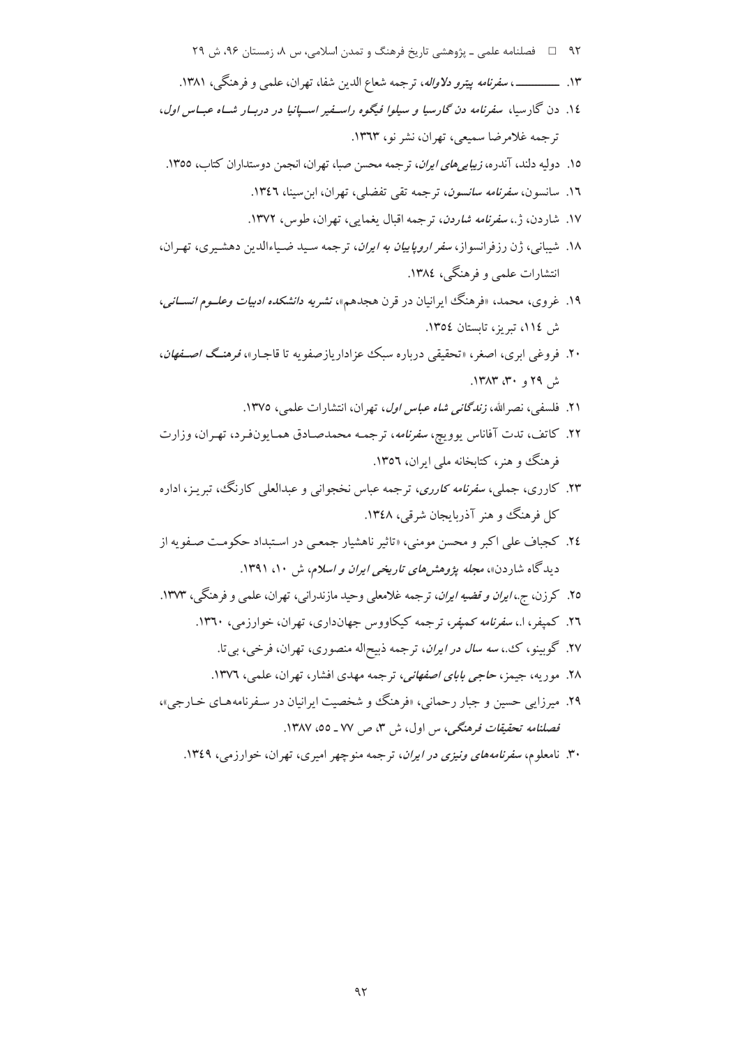۱۳. ــــــــــ، *سفرنامه پیترو دلاواله*، ترجمه شعاع الدین شفا، تهران، علمی و فرهنگی، ۱۳۸۱.

۱٤. دن گارسیا، *سفرنامه دن گارسیا و سیلوا فیگوه راسفیر اسپانیا در دربار شاه عباس اول*، ترجمه غلامرضا سمیعی، تهران، نشر نو، ۱۳٦۳.

۱۵. دولیه دلند، آندره، *زیبایی‌های ایران*، ترجمه محسن صبا، تهران، انجمن دوستداران کتاب، ۱۳۵۵.

۱٦. سانسون، *سفرنامه سانسون*، ترجمه تقی تفضلی، تهران، ابن‌سینا، ۱۳٤٦.

۱۷. شاردن، ژ.، *سفرنامه شاردن*، ترجمه اقبال یغمایی، تهران، طوس، ۱۳۷۲.

۱۸. شیبانی، ژن رزفرانسواز، *سفر اروپاییان به ایران*، ترجمه سید ضیاءالدین دهشیری، تهران، انتشارات علمی و فرهنگی، ۱۳۸٤.

۱۹. غروی، محمد، «فرهنگ ایرانیان در قرن هجدهم»، *نشریه دانشکده ادبیات وعلوم انسانی*، ش ۱۱٤، تبریز، تابستان ۱۳۵٤.

۲۰. فروغی ابری، اصغر، «تحقیقی درباره سبک عزاداریازصفویه تا قاجار»، *فرهنگ اصفهان*، ش ۲۹ و ۳۰، ۱۳۸۳.

۲۱. فلسفی، نصرالله، *زندگانی شاه عباس اول*، تهران، انتشارات علمی، ۱۳۷۵.

۲۲. کاتف، تدت آفاناس یوویچ، *سفرنامه*، ترجمه محمدصادق همایون‌فرد، تهران، وزارت فرهنگ و هنر، کتابخانه ملی ایران، ۱۳۵٦.

۲۳. کارری، جملی، *سفرنامه کارری*، ترجمه عباس نخجوانی و عبدالعلی کارنگ، تبریز، اداره کل فرهنگ و هنر آذربایجان شرقی، ۱۳٤۸.

۲٤. کجباف علی اکبر و محسن مومنی، «تاثیر ناهشیار جمعی در استبداد حکومت صفویه از دیدگاه شاردن»، *مجله پژوهش‌های تاریخی ایران و اسلام*، ش ۱۰، ۱۳۹۱.

۲۵. کرزن، ج.، *ایران و قضیه ایران*، ترجمه غلامعلی وحید مازندرانی، تهران، علمی و فرهنگی، ۱۳۷۳.

۲٦. کمپفر، ا.، *سفرنامه کمپفر*، ترجمه کیکاووس جهانداری، تهران، خوارزمی، ۱۳٦۰.

۲۷. گوبینو، ک.، *سه سال در ایران*، ترجمه ذبیح‌اله منصوری، تهران، فرخی، بی‌تا.

۲۸. موریه، جیمز، *حاجی بابای اصفهانی*، ترجمه مهدی افشار، تهران، علمی، ۱۳۷٦.

۲۹. میرزایی حسین و جبار رحمانی، «فرهنگ و شخصیت ایرانیان در سفرنامه‌های خارجی»، *فصلنامه تحقیقات فرهنگی*، س اول، ش ۳، ص ۷۷ ـ ۵۵، ۱۳۸۷.

۳۰. نامعلوم، *سفرنامه‌های ونیزی در ایران*، ترجمه منوچهر امیری، تهران، خوارزمی، ۱۳٤۹.